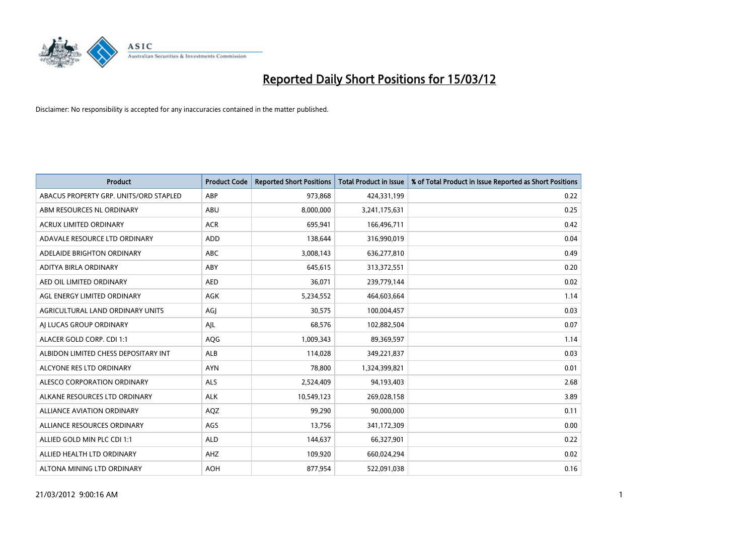# Reported Daily Short Positions for 15/03/12

Disclaimer: No responsibility is accepted for any inaccuracies contained in the matter published.

| Product | Product Code | Reported Short Positions | Total Product in Issue | % of Total Product in Issue Reported as Short Positions |
|---|---|---|---|---|
| ABACUS PROPERTY GRP. UNITS/ORD STAPLED | ABP | 973,868 | 424,331,199 | 0.22 |
| ABM RESOURCES NL ORDINARY | ABU | 8,000,000 | 3,241,175,631 | 0.25 |
| ACRUX LIMITED ORDINARY | ACR | 695,941 | 166,496,711 | 0.42 |
| ADAVALE RESOURCE LTD ORDINARY | ADD | 138,644 | 316,990,019 | 0.04 |
| ADELAIDE BRIGHTON ORDINARY | ABC | 3,008,143 | 636,277,810 | 0.49 |
| ADITYA BIRLA ORDINARY | ABY | 645,615 | 313,372,551 | 0.20 |
| AED OIL LIMITED ORDINARY | AED | 36,071 | 239,779,144 | 0.02 |
| AGL ENERGY LIMITED ORDINARY | AGK | 5,234,552 | 464,603,664 | 1.14 |
| AGRICULTURAL LAND ORDINARY UNITS | AGJ | 30,575 | 100,004,457 | 0.03 |
| AJ LUCAS GROUP ORDINARY | AJL | 68,576 | 102,882,504 | 0.07 |
| ALACER GOLD CORP. CDI 1:1 | AQG | 1,009,343 | 89,369,597 | 1.14 |
| ALBIDON LIMITED CHESS DEPOSITARY INT | ALB | 114,028 | 349,221,837 | 0.03 |
| ALCYONE RES LTD ORDINARY | AYN | 78,800 | 1,324,399,821 | 0.01 |
| ALESCO CORPORATION ORDINARY | ALS | 2,524,409 | 94,193,403 | 2.68 |
| ALKANE RESOURCES LTD ORDINARY | ALK | 10,549,123 | 269,028,158 | 3.89 |
| ALLIANCE AVIATION ORDINARY | AQZ | 99,290 | 90,000,000 | 0.11 |
| ALLIANCE RESOURCES ORDINARY | AGS | 13,756 | 341,172,309 | 0.00 |
| ALLIED GOLD MIN PLC CDI 1:1 | ALD | 144,637 | 66,327,901 | 0.22 |
| ALLIED HEALTH LTD ORDINARY | AHZ | 109,920 | 660,024,294 | 0.02 |
| ALTONA MINING LTD ORDINARY | AOH | 877,954 | 522,091,038 | 0.16 |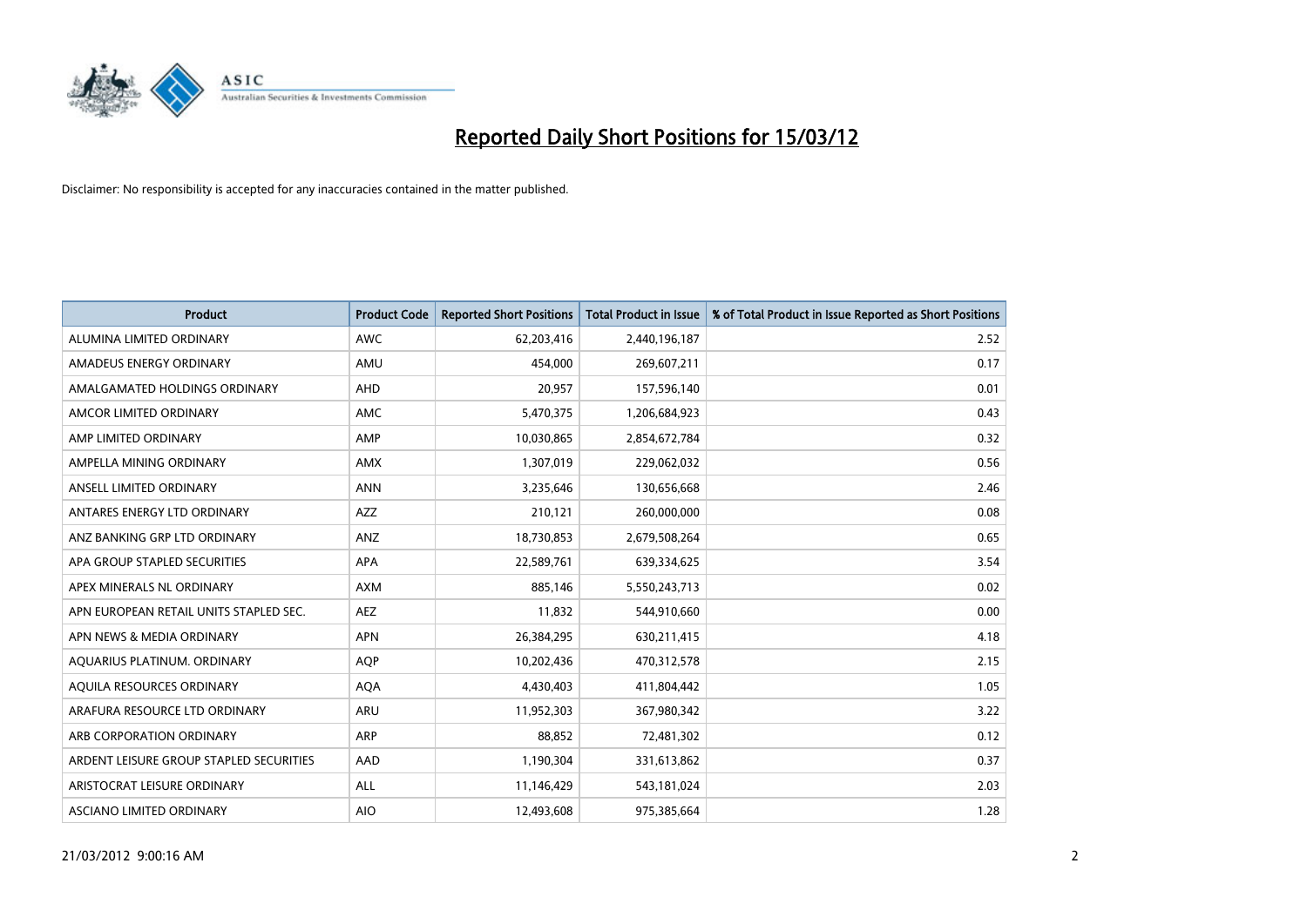# Reported Daily Short Positions for 15/03/12

Disclaimer: No responsibility is accepted for any inaccuracies contained in the matter published.

| Product | Product Code | Reported Short Positions | Total Product in Issue | % of Total Product in Issue Reported as Short Positions |
|---|---|---|---|---|
| ALUMINA LIMITED ORDINARY | AWC | 62,203,416 | 2,440,196,187 | 2.52 |
| AMADEUS ENERGY ORDINARY | AMU | 454,000 | 269,607,211 | 0.17 |
| AMALGAMATED HOLDINGS ORDINARY | AHD | 20,957 | 157,596,140 | 0.01 |
| AMCOR LIMITED ORDINARY | AMC | 5,470,375 | 1,206,684,923 | 0.43 |
| AMP LIMITED ORDINARY | AMP | 10,030,865 | 2,854,672,784 | 0.32 |
| AMPELLA MINING ORDINARY | AMX | 1,307,019 | 229,062,032 | 0.56 |
| ANSELL LIMITED ORDINARY | ANN | 3,235,646 | 130,656,668 | 2.46 |
| ANTARES ENERGY LTD ORDINARY | AZZ | 210,121 | 260,000,000 | 0.08 |
| ANZ BANKING GRP LTD ORDINARY | ANZ | 18,730,853 | 2,679,508,264 | 0.65 |
| APA GROUP STAPLED SECURITIES | APA | 22,589,761 | 639,334,625 | 3.54 |
| APEX MINERALS NL ORDINARY | AXM | 885,146 | 5,550,243,713 | 0.02 |
| APN EUROPEAN RETAIL UNITS STAPLED SEC. | AEZ | 11,832 | 544,910,660 | 0.00 |
| APN NEWS & MEDIA ORDINARY | APN | 26,384,295 | 630,211,415 | 4.18 |
| AQUARIUS PLATINUM. ORDINARY | AQP | 10,202,436 | 470,312,578 | 2.15 |
| AQUILA RESOURCES ORDINARY | AQA | 4,430,403 | 411,804,442 | 1.05 |
| ARAFURA RESOURCE LTD ORDINARY | ARU | 11,952,303 | 367,980,342 | 3.22 |
| ARB CORPORATION ORDINARY | ARP | 88,852 | 72,481,302 | 0.12 |
| ARDENT LEISURE GROUP STAPLED SECURITIES | AAD | 1,190,304 | 331,613,862 | 0.37 |
| ARISTOCRAT LEISURE ORDINARY | ALL | 11,146,429 | 543,181,024 | 2.03 |
| ASCIANO LIMITED ORDINARY | AIO | 12,493,608 | 975,385,664 | 1.28 |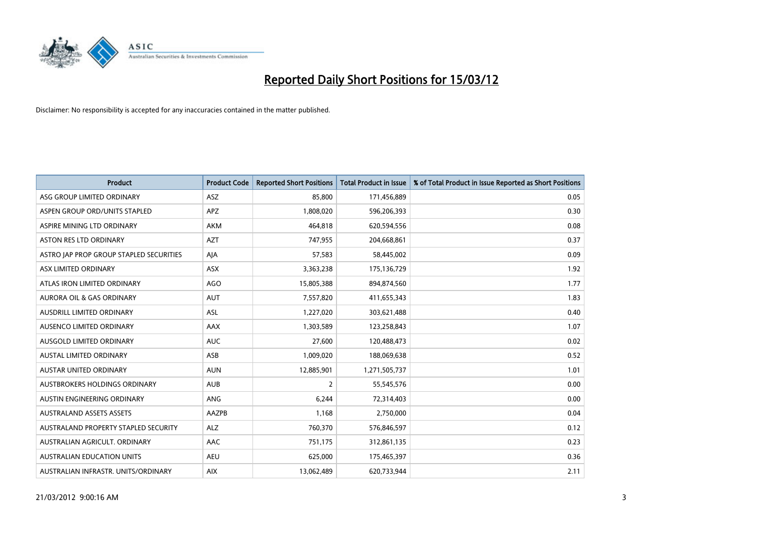# Reported Daily Short Positions for 15/03/12

Disclaimer: No responsibility is accepted for any inaccuracies contained in the matter published.

| Product | Product Code | Reported Short Positions | Total Product in Issue | % of Total Product in Issue Reported as Short Positions |
|---|---|---|---|---|
| ASG GROUP LIMITED ORDINARY | ASZ | 85,800 | 171,456,889 | 0.05 |
| ASPEN GROUP ORD/UNITS STAPLED | APZ | 1,808,020 | 596,206,393 | 0.30 |
| ASPIRE MINING LTD ORDINARY | AKM | 464,818 | 620,594,556 | 0.08 |
| ASTON RES LTD ORDINARY | AZT | 747,955 | 204,668,861 | 0.37 |
| ASTRO JAP PROP GROUP STAPLED SECURITIES | AJA | 57,583 | 58,445,002 | 0.09 |
| ASX LIMITED ORDINARY | ASX | 3,363,238 | 175,136,729 | 1.92 |
| ATLAS IRON LIMITED ORDINARY | AGO | 15,805,388 | 894,874,560 | 1.77 |
| AURORA OIL & GAS ORDINARY | AUT | 7,557,820 | 411,655,343 | 1.83 |
| AUSDRILL LIMITED ORDINARY | ASL | 1,227,020 | 303,621,488 | 0.40 |
| AUSENCO LIMITED ORDINARY | AAX | 1,303,589 | 123,258,843 | 1.07 |
| AUSGOLD LIMITED ORDINARY | AUC | 27,600 | 120,488,473 | 0.02 |
| AUSTAL LIMITED ORDINARY | ASB | 1,009,020 | 188,069,638 | 0.52 |
| AUSTAR UNITED ORDINARY | AUN | 12,885,901 | 1,271,505,737 | 1.01 |
| AUSTBROKERS HOLDINGS ORDINARY | AUB | 2 | 55,545,576 | 0.00 |
| AUSTIN ENGINEERING ORDINARY | ANG | 6,244 | 72,314,403 | 0.00 |
| AUSTRALAND ASSETS ASSETS | AAZPB | 1,168 | 2,750,000 | 0.04 |
| AUSTRALAND PROPERTY STAPLED SECURITY | ALZ | 760,370 | 576,846,597 | 0.12 |
| AUSTRALIAN AGRICULT. ORDINARY | AAC | 751,175 | 312,861,135 | 0.23 |
| AUSTRALIAN EDUCATION UNITS | AEU | 625,000 | 175,465,397 | 0.36 |
| AUSTRALIAN INFRASTR. UNITS/ORDINARY | AIX | 13,062,489 | 620,733,944 | 2.11 |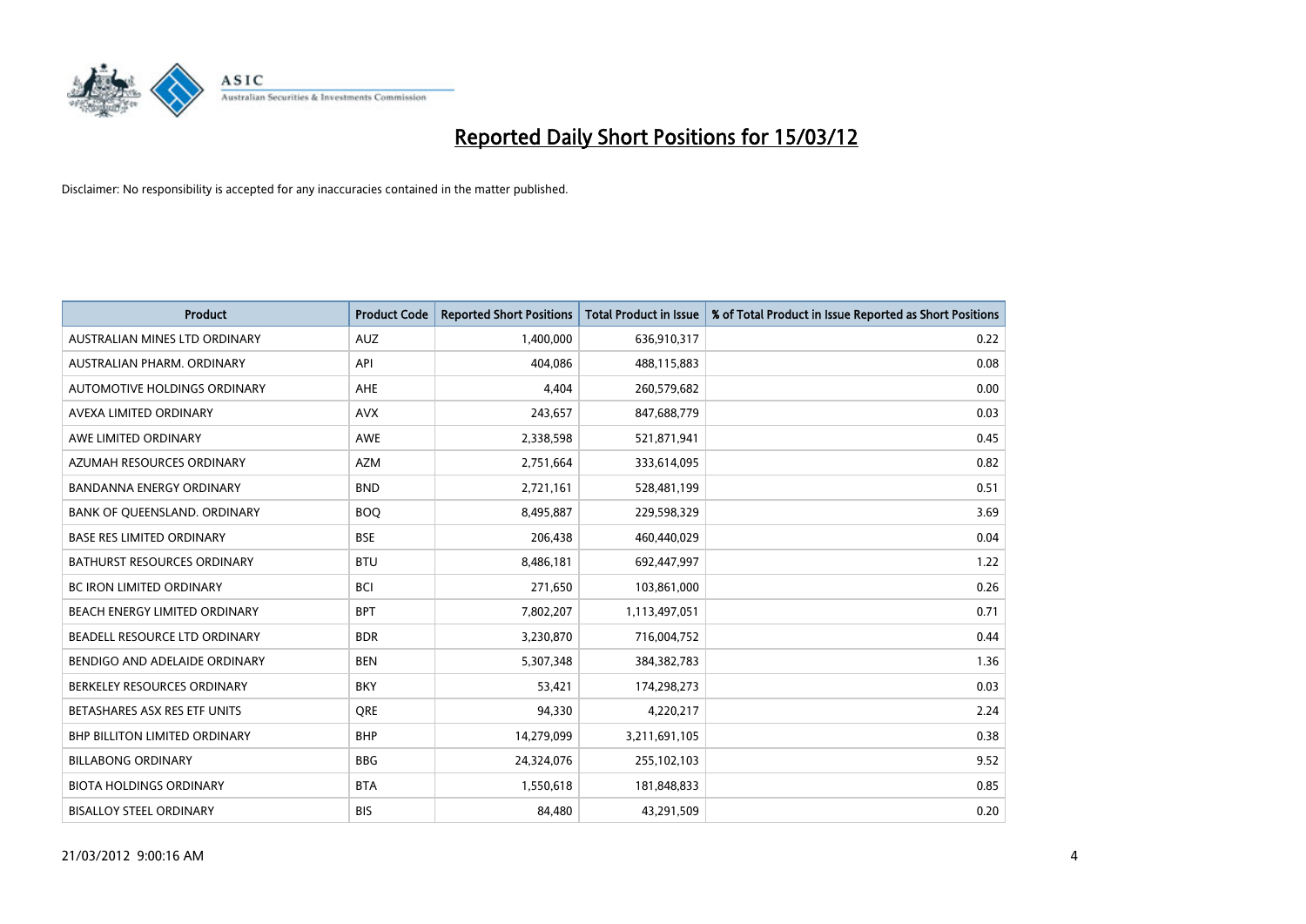# Reported Daily Short Positions for 15/03/12

Disclaimer: No responsibility is accepted for any inaccuracies contained in the matter published.

| Product | Product Code | Reported Short Positions | Total Product in Issue | % of Total Product in Issue Reported as Short Positions |
|---|---|---|---|---|
| AUSTRALIAN MINES LTD ORDINARY | AUZ | 1,400,000 | 636,910,317 | 0.22 |
| AUSTRALIAN PHARM. ORDINARY | API | 404,086 | 488,115,883 | 0.08 |
| AUTOMOTIVE HOLDINGS ORDINARY | AHE | 4,404 | 260,579,682 | 0.00 |
| AVEXA LIMITED ORDINARY | AVX | 243,657 | 847,688,779 | 0.03 |
| AWE LIMITED ORDINARY | AWE | 2,338,598 | 521,871,941 | 0.45 |
| AZUMAH RESOURCES ORDINARY | AZM | 2,751,664 | 333,614,095 | 0.82 |
| BANDANNA ENERGY ORDINARY | BND | 2,721,161 | 528,481,199 | 0.51 |
| BANK OF QUEENSLAND. ORDINARY | BOQ | 8,495,887 | 229,598,329 | 3.69 |
| BASE RES LIMITED ORDINARY | BSE | 206,438 | 460,440,029 | 0.04 |
| BATHURST RESOURCES ORDINARY | BTU | 8,486,181 | 692,447,997 | 1.22 |
| BC IRON LIMITED ORDINARY | BCI | 271,650 | 103,861,000 | 0.26 |
| BEACH ENERGY LIMITED ORDINARY | BPT | 7,802,207 | 1,113,497,051 | 0.71 |
| BEADELL RESOURCE LTD ORDINARY | BDR | 3,230,870 | 716,004,752 | 0.44 |
| BENDIGO AND ADELAIDE ORDINARY | BEN | 5,307,348 | 384,382,783 | 1.36 |
| BERKELEY RESOURCES ORDINARY | BKY | 53,421 | 174,298,273 | 0.03 |
| BETASHARES ASX RES ETF UNITS | QRE | 94,330 | 4,220,217 | 2.24 |
| BHP BILLITON LIMITED ORDINARY | BHP | 14,279,099 | 3,211,691,105 | 0.38 |
| BILLABONG ORDINARY | BBG | 24,324,076 | 255,102,103 | 9.52 |
| BIOTA HOLDINGS ORDINARY | BTA | 1,550,618 | 181,848,833 | 0.85 |
| BISALLOY STEEL ORDINARY | BIS | 84,480 | 43,291,509 | 0.20 |

21/03/2012 9:00:16 AM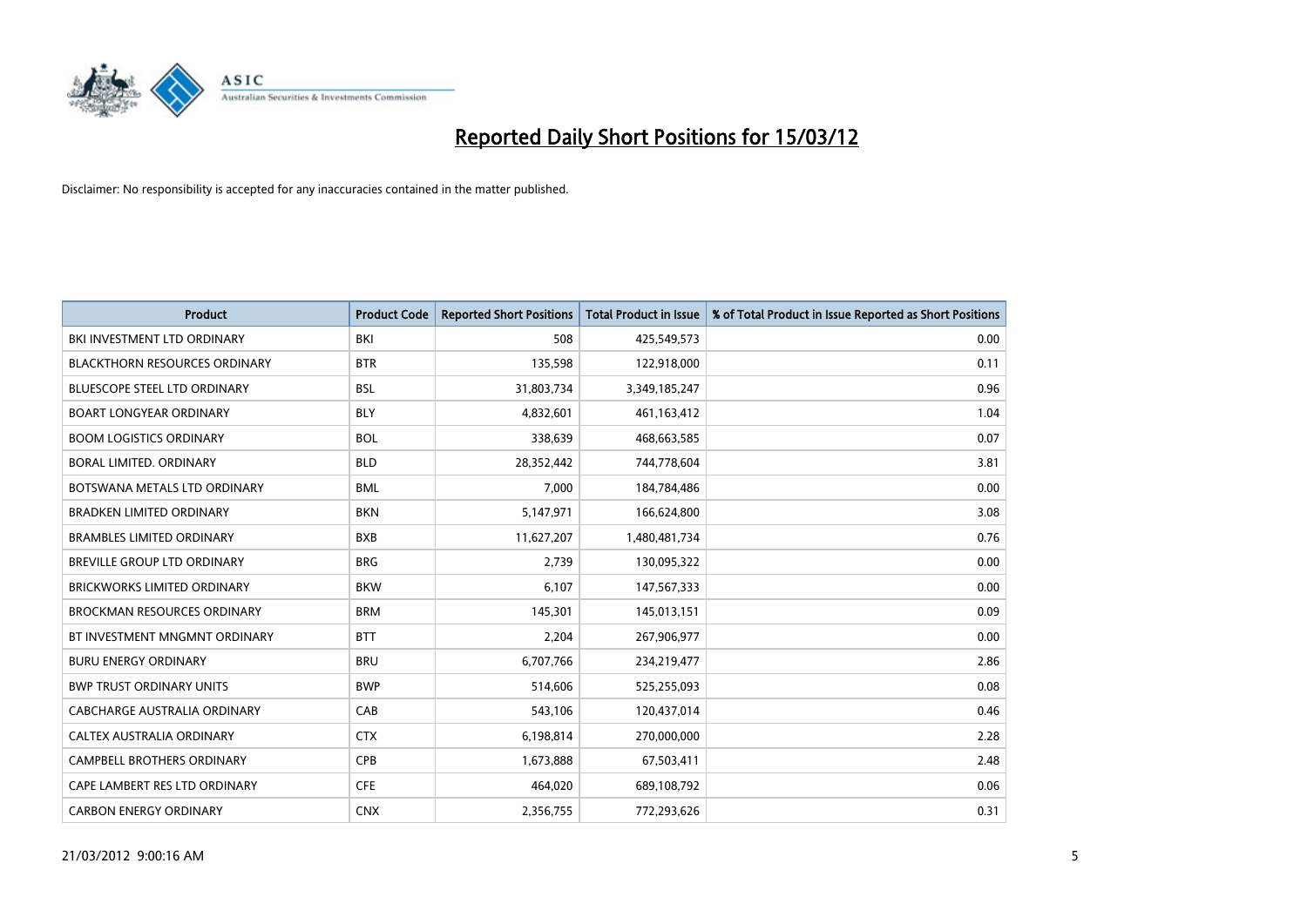# Reported Daily Short Positions for 15/03/12

Disclaimer: No responsibility is accepted for any inaccuracies contained in the matter published.

| Product | Product Code | Reported Short Positions | Total Product in Issue | % of Total Product in Issue Reported as Short Positions |
|---|---|---|---|---|
| BKI INVESTMENT LTD ORDINARY | BKI | 508 | 425,549,573 | 0.00 |
| BLACKTHORN RESOURCES ORDINARY | BTR | 135,598 | 122,918,000 | 0.11 |
| BLUESCOPE STEEL LTD ORDINARY | BSL | 31,803,734 | 3,349,185,247 | 0.96 |
| BOART LONGYEAR ORDINARY | BLY | 4,832,601 | 461,163,412 | 1.04 |
| BOOM LOGISTICS ORDINARY | BOL | 338,639 | 468,663,585 | 0.07 |
| BORAL LIMITED. ORDINARY | BLD | 28,352,442 | 744,778,604 | 3.81 |
| BOTSWANA METALS LTD ORDINARY | BML | 7,000 | 184,784,486 | 0.00 |
| BRADKEN LIMITED ORDINARY | BKN | 5,147,971 | 166,624,800 | 3.08 |
| BRAMBLES LIMITED ORDINARY | BXB | 11,627,207 | 1,480,481,734 | 0.76 |
| BREVILLE GROUP LTD ORDINARY | BRG | 2,739 | 130,095,322 | 0.00 |
| BRICKWORKS LIMITED ORDINARY | BKW | 6,107 | 147,567,333 | 0.00 |
| BROCKMAN RESOURCES ORDINARY | BRM | 145,301 | 145,013,151 | 0.09 |
| BT INVESTMENT MNGMNT ORDINARY | BTT | 2,204 | 267,906,977 | 0.00 |
| BURU ENERGY ORDINARY | BRU | 6,707,766 | 234,219,477 | 2.86 |
| BWP TRUST ORDINARY UNITS | BWP | 514,606 | 525,255,093 | 0.08 |
| CABCHARGE AUSTRALIA ORDINARY | CAB | 543,106 | 120,437,014 | 0.46 |
| CALTEX AUSTRALIA ORDINARY | CTX | 6,198,814 | 270,000,000 | 2.28 |
| CAMPBELL BROTHERS ORDINARY | CPB | 1,673,888 | 67,503,411 | 2.48 |
| CAPE LAMBERT RES LTD ORDINARY | CFE | 464,020 | 689,108,792 | 0.06 |
| CARBON ENERGY ORDINARY | CNX | 2,356,755 | 772,293,626 | 0.31 |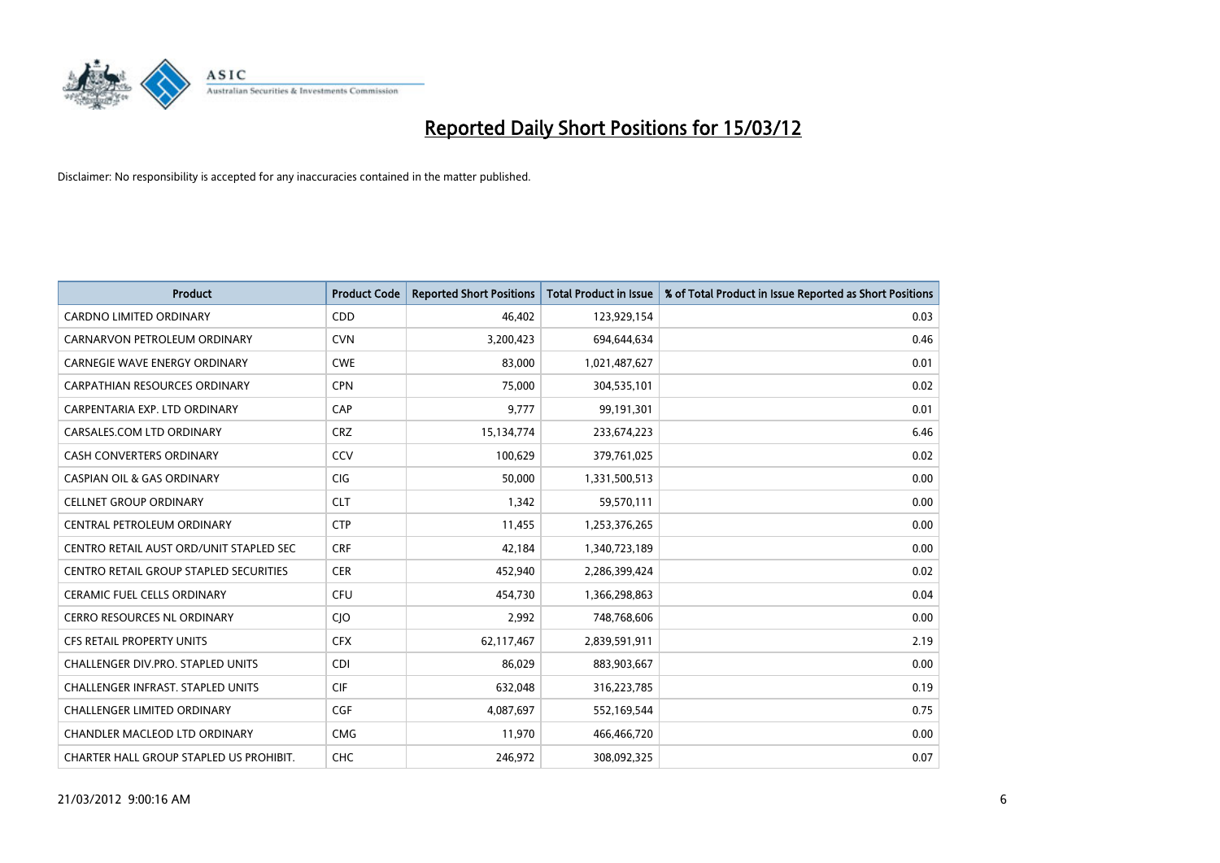# Reported Daily Short Positions for 15/03/12

Disclaimer: No responsibility is accepted for any inaccuracies contained in the matter published.

| Product | Product Code | Reported Short Positions | Total Product in Issue | % of Total Product in Issue Reported as Short Positions |
|---|---|---|---|---|
| CARDNO LIMITED ORDINARY | CDD | 46,402 | 123,929,154 | 0.03 |
| CARNARVON PETROLEUM ORDINARY | CVN | 3,200,423 | 694,644,634 | 0.46 |
| CARNEGIE WAVE ENERGY ORDINARY | CWE | 83,000 | 1,021,487,627 | 0.01 |
| CARPATHIAN RESOURCES ORDINARY | CPN | 75,000 | 304,535,101 | 0.02 |
| CARPENTARIA EXP. LTD ORDINARY | CAP | 9,777 | 99,191,301 | 0.01 |
| CARSALES.COM LTD ORDINARY | CRZ | 15,134,774 | 233,674,223 | 6.46 |
| CASH CONVERTERS ORDINARY | CCV | 100,629 | 379,761,025 | 0.02 |
| CASPIAN OIL & GAS ORDINARY | CIG | 50,000 | 1,331,500,513 | 0.00 |
| CELLNET GROUP ORDINARY | CLT | 1,342 | 59,570,111 | 0.00 |
| CENTRAL PETROLEUM ORDINARY | CTP | 11,455 | 1,253,376,265 | 0.00 |
| CENTRO RETAIL AUST ORD/UNIT STAPLED SEC | CRF | 42,184 | 1,340,723,189 | 0.00 |
| CENTRO RETAIL GROUP STAPLED SECURITIES | CER | 452,940 | 2,286,399,424 | 0.02 |
| CERAMIC FUEL CELLS ORDINARY | CFU | 454,730 | 1,366,298,863 | 0.04 |
| CERRO RESOURCES NL ORDINARY | CJO | 2,992 | 748,768,606 | 0.00 |
| CFS RETAIL PROPERTY UNITS | CFX | 62,117,467 | 2,839,591,911 | 2.19 |
| CHALLENGER DIV.PRO. STAPLED UNITS | CDI | 86,029 | 883,903,667 | 0.00 |
| CHALLENGER INFRAST. STAPLED UNITS | CIF | 632,048 | 316,223,785 | 0.19 |
| CHALLENGER LIMITED ORDINARY | CGF | 4,087,697 | 552,169,544 | 0.75 |
| CHANDLER MACLEOD LTD ORDINARY | CMG | 11,970 | 466,466,720 | 0.00 |
| CHARTER HALL GROUP STAPLED US PROHIBIT. | CHC | 246,972 | 308,092,325 | 0.07 |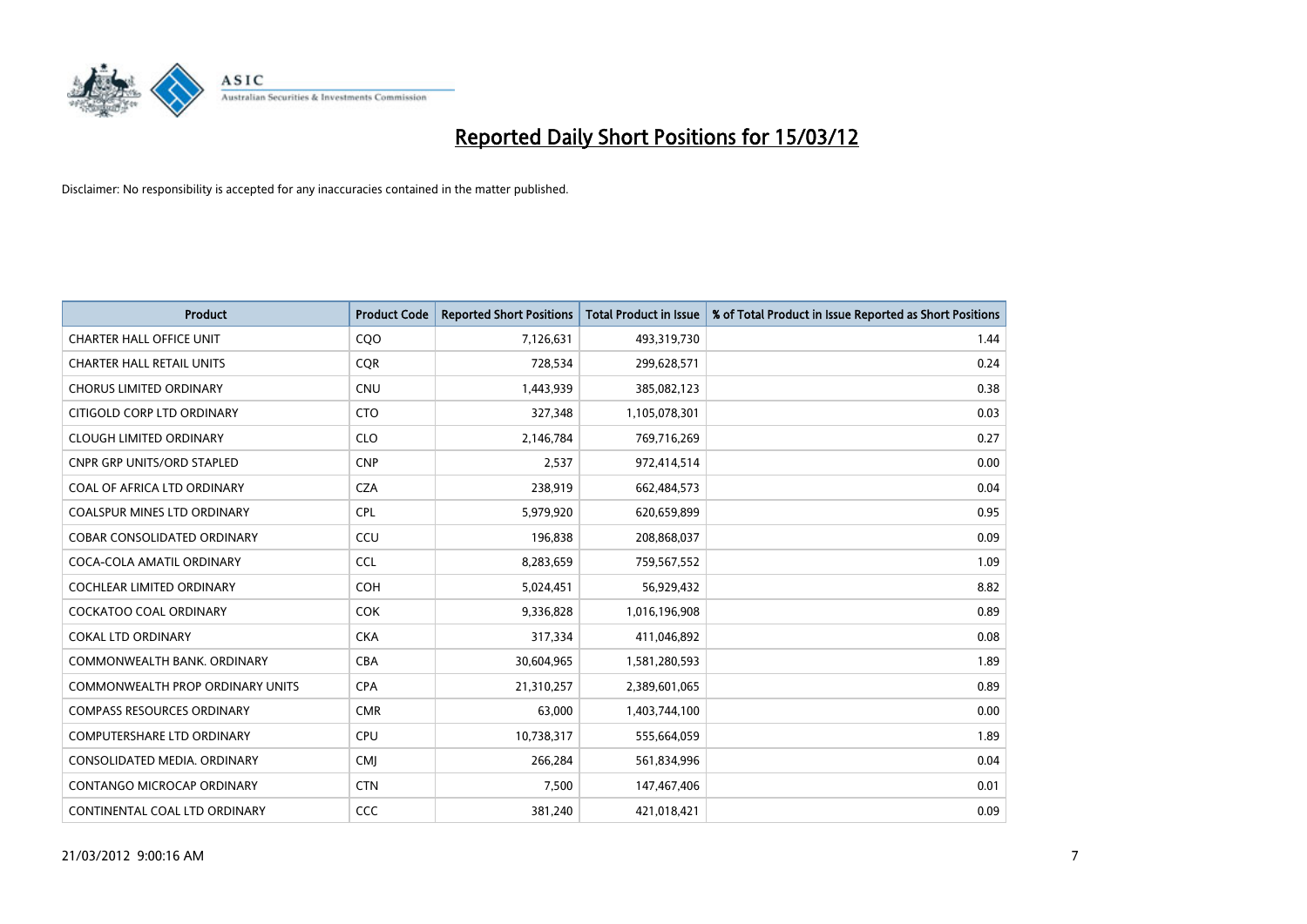# Reported Daily Short Positions for 15/03/12

Disclaimer: No responsibility is accepted for any inaccuracies contained in the matter published.

| Product | Product Code | Reported Short Positions | Total Product in Issue | % of Total Product in Issue Reported as Short Positions |
| --- | --- | --- | --- | --- |
| CHARTER HALL OFFICE UNIT | CQO | 7,126,631 | 493,319,730 | 1.44 |
| CHARTER HALL RETAIL UNITS | CQR | 728,534 | 299,628,571 | 0.24 |
| CHORUS LIMITED ORDINARY | CNU | 1,443,939 | 385,082,123 | 0.38 |
| CITIGOLD CORP LTD ORDINARY | CTO | 327,348 | 1,105,078,301 | 0.03 |
| CLOUGH LIMITED ORDINARY | CLO | 2,146,784 | 769,716,269 | 0.27 |
| CNPR GRP UNITS/ORD STAPLED | CNP | 2,537 | 972,414,514 | 0.00 |
| COAL OF AFRICA LTD ORDINARY | CZA | 238,919 | 662,484,573 | 0.04 |
| COALSPUR MINES LTD ORDINARY | CPL | 5,979,920 | 620,659,899 | 0.95 |
| COBAR CONSOLIDATED ORDINARY | CCU | 196,838 | 208,868,037 | 0.09 |
| COCA-COLA AMATIL ORDINARY | CCL | 8,283,659 | 759,567,552 | 1.09 |
| COCHLEAR LIMITED ORDINARY | COH | 5,024,451 | 56,929,432 | 8.82 |
| COCKATOO COAL ORDINARY | COK | 9,336,828 | 1,016,196,908 | 0.89 |
| COKAL LTD ORDINARY | CKA | 317,334 | 411,046,892 | 0.08 |
| COMMONWEALTH BANK. ORDINARY | CBA | 30,604,965 | 1,581,280,593 | 1.89 |
| COMMONWEALTH PROP ORDINARY UNITS | CPA | 21,310,257 | 2,389,601,065 | 0.89 |
| COMPASS RESOURCES ORDINARY | CMR | 63,000 | 1,403,744,100 | 0.00 |
| COMPUTERSHARE LTD ORDINARY | CPU | 10,738,317 | 555,664,059 | 1.89 |
| CONSOLIDATED MEDIA. ORDINARY | CMJ | 266,284 | 561,834,996 | 0.04 |
| CONTANGO MICROCAP ORDINARY | CTN | 7,500 | 147,467,406 | 0.01 |
| CONTINENTAL COAL LTD ORDINARY | CCC | 381,240 | 421,018,421 | 0.09 |

21/03/2012 9:00:16 AM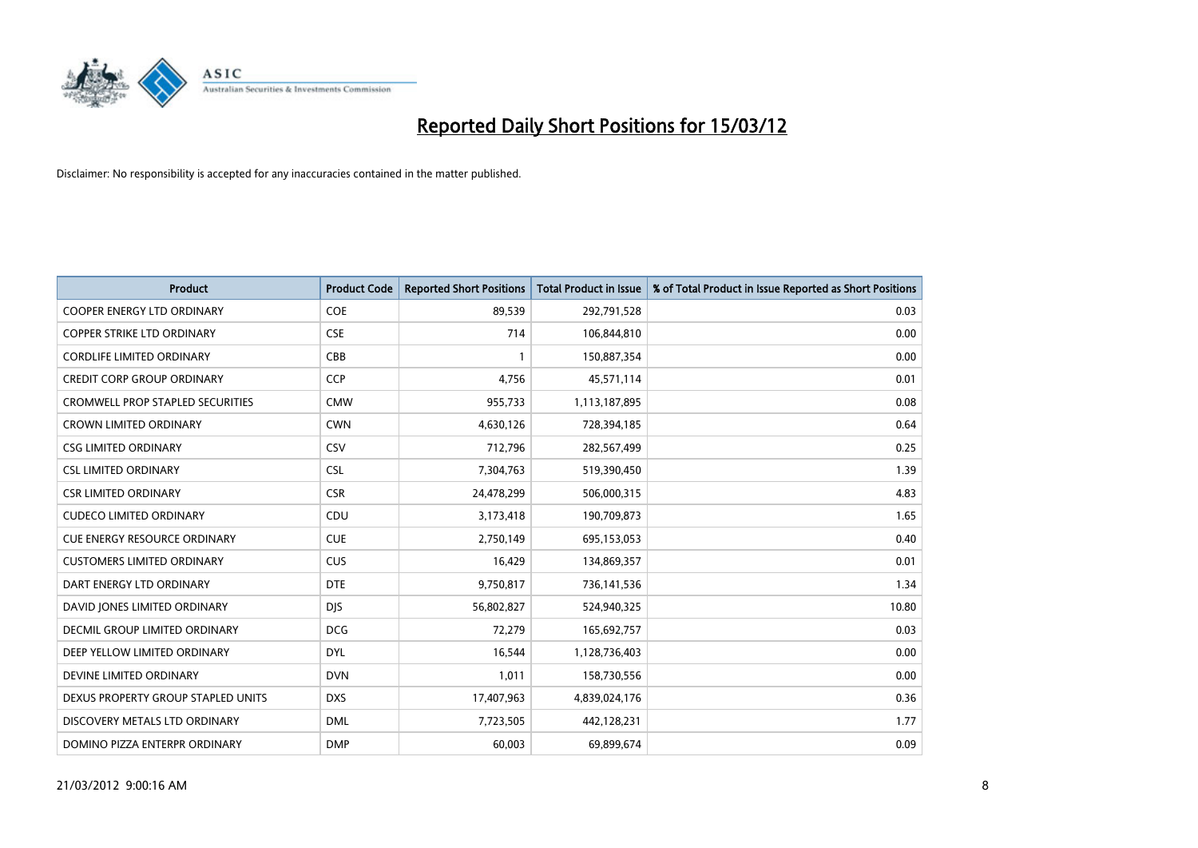# Reported Daily Short Positions for 15/03/12

Disclaimer: No responsibility is accepted for any inaccuracies contained in the matter published.

| Product | Product Code | Reported Short Positions | Total Product in Issue | % of Total Product in Issue Reported as Short Positions |
|---|---|---|---|---|
| COOPER ENERGY LTD ORDINARY | COE | 89,539 | 292,791,528 | 0.03 |
| COPPER STRIKE LTD ORDINARY | CSE | 714 | 106,844,810 | 0.00 |
| CORDLIFE LIMITED ORDINARY | CBB | 1 | 150,887,354 | 0.00 |
| CREDIT CORP GROUP ORDINARY | CCP | 4,756 | 45,571,114 | 0.01 |
| CROMWELL PROP STAPLED SECURITIES | CMW | 955,733 | 1,113,187,895 | 0.08 |
| CROWN LIMITED ORDINARY | CWN | 4,630,126 | 728,394,185 | 0.64 |
| CSG LIMITED ORDINARY | CSV | 712,796 | 282,567,499 | 0.25 |
| CSL LIMITED ORDINARY | CSL | 7,304,763 | 519,390,450 | 1.39 |
| CSR LIMITED ORDINARY | CSR | 24,478,299 | 506,000,315 | 4.83 |
| CUDECO LIMITED ORDINARY | CDU | 3,173,418 | 190,709,873 | 1.65 |
| CUE ENERGY RESOURCE ORDINARY | CUE | 2,750,149 | 695,153,053 | 0.40 |
| CUSTOMERS LIMITED ORDINARY | CUS | 16,429 | 134,869,357 | 0.01 |
| DART ENERGY LTD ORDINARY | DTE | 9,750,817 | 736,141,536 | 1.34 |
| DAVID JONES LIMITED ORDINARY | DJS | 56,802,827 | 524,940,325 | 10.80 |
| DECMIL GROUP LIMITED ORDINARY | DCG | 72,279 | 165,692,757 | 0.03 |
| DEEP YELLOW LIMITED ORDINARY | DYL | 16,544 | 1,128,736,403 | 0.00 |
| DEVINE LIMITED ORDINARY | DVN | 1,011 | 158,730,556 | 0.00 |
| DEXUS PROPERTY GROUP STAPLED UNITS | DXS | 17,407,963 | 4,839,024,176 | 0.36 |
| DISCOVERY METALS LTD ORDINARY | DML | 7,723,505 | 442,128,231 | 1.77 |
| DOMINO PIZZA ENTERPR ORDINARY | DMP | 60,003 | 69,899,674 | 0.09 |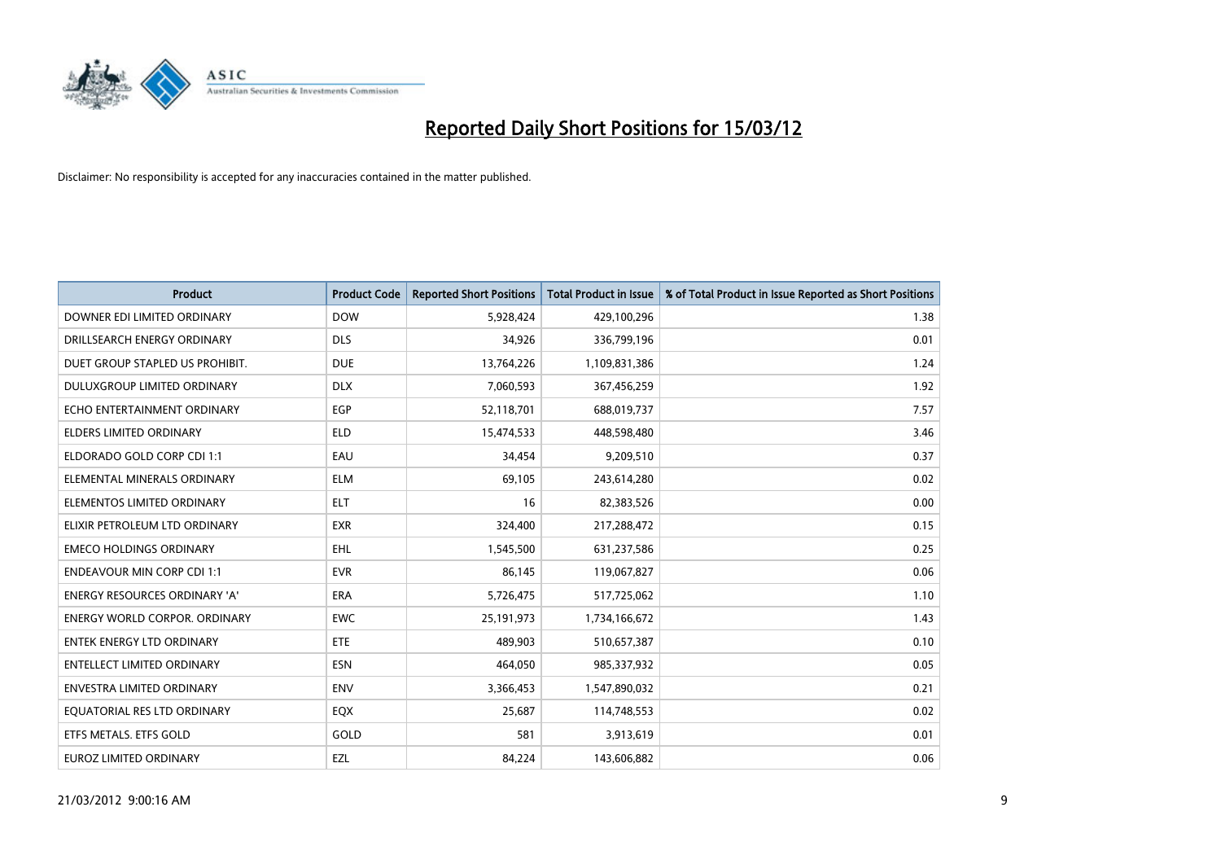# Reported Daily Short Positions for 15/03/12

Disclaimer: No responsibility is accepted for any inaccuracies contained in the matter published.

| Product | Product Code | Reported Short Positions | Total Product in Issue | % of Total Product in Issue Reported as Short Positions |
|---|---|---|---|---|
| DOWNER EDI LIMITED ORDINARY | DOW | 5,928,424 | 429,100,296 | 1.38 |
| DRILLSEARCH ENERGY ORDINARY | DLS | 34,926 | 336,799,196 | 0.01 |
| DUET GROUP STAPLED US PROHIBIT. | DUE | 13,764,226 | 1,109,831,386 | 1.24 |
| DULUXGROUP LIMITED ORDINARY | DLX | 7,060,593 | 367,456,259 | 1.92 |
| ECHO ENTERTAINMENT ORDINARY | EGP | 52,118,701 | 688,019,737 | 7.57 |
| ELDERS LIMITED ORDINARY | ELD | 15,474,533 | 448,598,480 | 3.46 |
| ELDORADO GOLD CORP CDI 1:1 | EAU | 34,454 | 9,209,510 | 0.37 |
| ELEMENTAL MINERALS ORDINARY | ELM | 69,105 | 243,614,280 | 0.02 |
| ELEMENTOS LIMITED ORDINARY | ELT | 16 | 82,383,526 | 0.00 |
| ELIXIR PETROLEUM LTD ORDINARY | EXR | 324,400 | 217,288,472 | 0.15 |
| EMECO HOLDINGS ORDINARY | EHL | 1,545,500 | 631,237,586 | 0.25 |
| ENDEAVOUR MIN CORP CDI 1:1 | EVR | 86,145 | 119,067,827 | 0.06 |
| ENERGY RESOURCES ORDINARY 'A' | ERA | 5,726,475 | 517,725,062 | 1.10 |
| ENERGY WORLD CORPOR. ORDINARY | EWC | 25,191,973 | 1,734,166,672 | 1.43 |
| ENTEK ENERGY LTD ORDINARY | ETE | 489,903 | 510,657,387 | 0.10 |
| ENTELLECT LIMITED ORDINARY | ESN | 464,050 | 985,337,932 | 0.05 |
| ENVESTRA LIMITED ORDINARY | ENV | 3,366,453 | 1,547,890,032 | 0.21 |
| EQUATORIAL RES LTD ORDINARY | EQX | 25,687 | 114,748,553 | 0.02 |
| ETFS METALS. ETFS GOLD | GOLD | 581 | 3,913,619 | 0.01 |
| EUROZ LIMITED ORDINARY | EZL | 84,224 | 143,606,882 | 0.06 |

21/03/2012 9:00:16 AM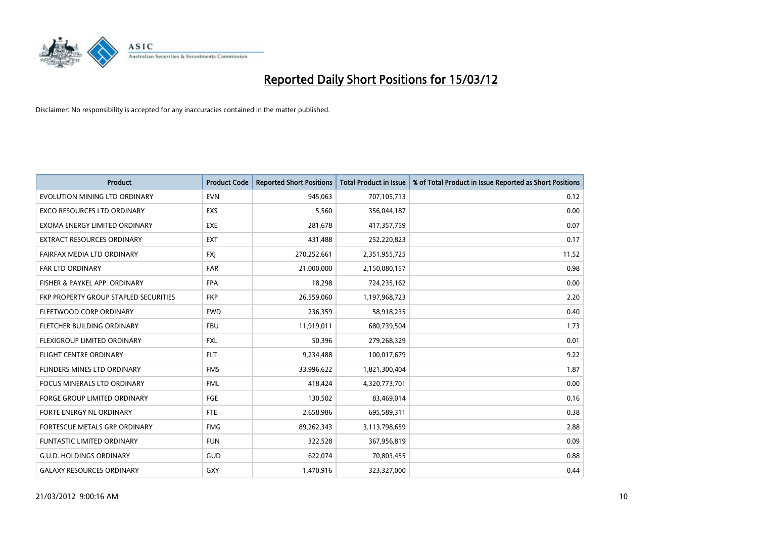# Reported Daily Short Positions for 15/03/12

Disclaimer: No responsibility is accepted for any inaccuracies contained in the matter published.

| Product | Product Code | Reported Short Positions | Total Product in Issue | % of Total Product in Issue Reported as Short Positions |
|---|---|---|---|---|
| EVOLUTION MINING LTD ORDINARY | EVN | 945,063 | 707,105,713 | 0.12 |
| EXCO RESOURCES LTD ORDINARY | EXS | 5,560 | 356,044,187 | 0.00 |
| EXOMA ENERGY LIMITED ORDINARY | EXE | 281,678 | 417,357,759 | 0.07 |
| EXTRACT RESOURCES ORDINARY | EXT | 431,488 | 252,220,823 | 0.17 |
| FAIRFAX MEDIA LTD ORDINARY | FXJ | 270,252,661 | 2,351,955,725 | 11.52 |
| FAR LTD ORDINARY | FAR | 21,000,000 | 2,150,080,157 | 0.98 |
| FISHER & PAYKEL APP. ORDINARY | FPA | 18,298 | 724,235,162 | 0.00 |
| FKP PROPERTY GROUP STAPLED SECURITIES | FKP | 26,559,060 | 1,197,968,723 | 2.20 |
| FLEETWOOD CORP ORDINARY | FWD | 236,359 | 58,918,235 | 0.40 |
| FLETCHER BUILDING ORDINARY | FBU | 11,919,011 | 680,739,504 | 1.73 |
| FLEXIGROUP LIMITED ORDINARY | FXL | 50,396 | 279,268,329 | 0.01 |
| FLIGHT CENTRE ORDINARY | FLT | 9,234,488 | 100,017,679 | 9.22 |
| FLINDERS MINES LTD ORDINARY | FMS | 33,996,622 | 1,821,300,404 | 1.87 |
| FOCUS MINERALS LTD ORDINARY | FML | 418,424 | 4,320,773,701 | 0.00 |
| FORGE GROUP LIMITED ORDINARY | FGE | 130,502 | 83,469,014 | 0.16 |
| FORTE ENERGY NL ORDINARY | FTE | 2,658,986 | 695,589,311 | 0.38 |
| FORTESCUE METALS GRP ORDINARY | FMG | 89,262,343 | 3,113,798,659 | 2.88 |
| FUNTASTIC LIMITED ORDINARY | FUN | 322,528 | 367,956,819 | 0.09 |
| G.U.D. HOLDINGS ORDINARY | GUD | 622,074 | 70,803,455 | 0.88 |
| GALAXY RESOURCES ORDINARY | GXY | 1,470,916 | 323,327,000 | 0.44 |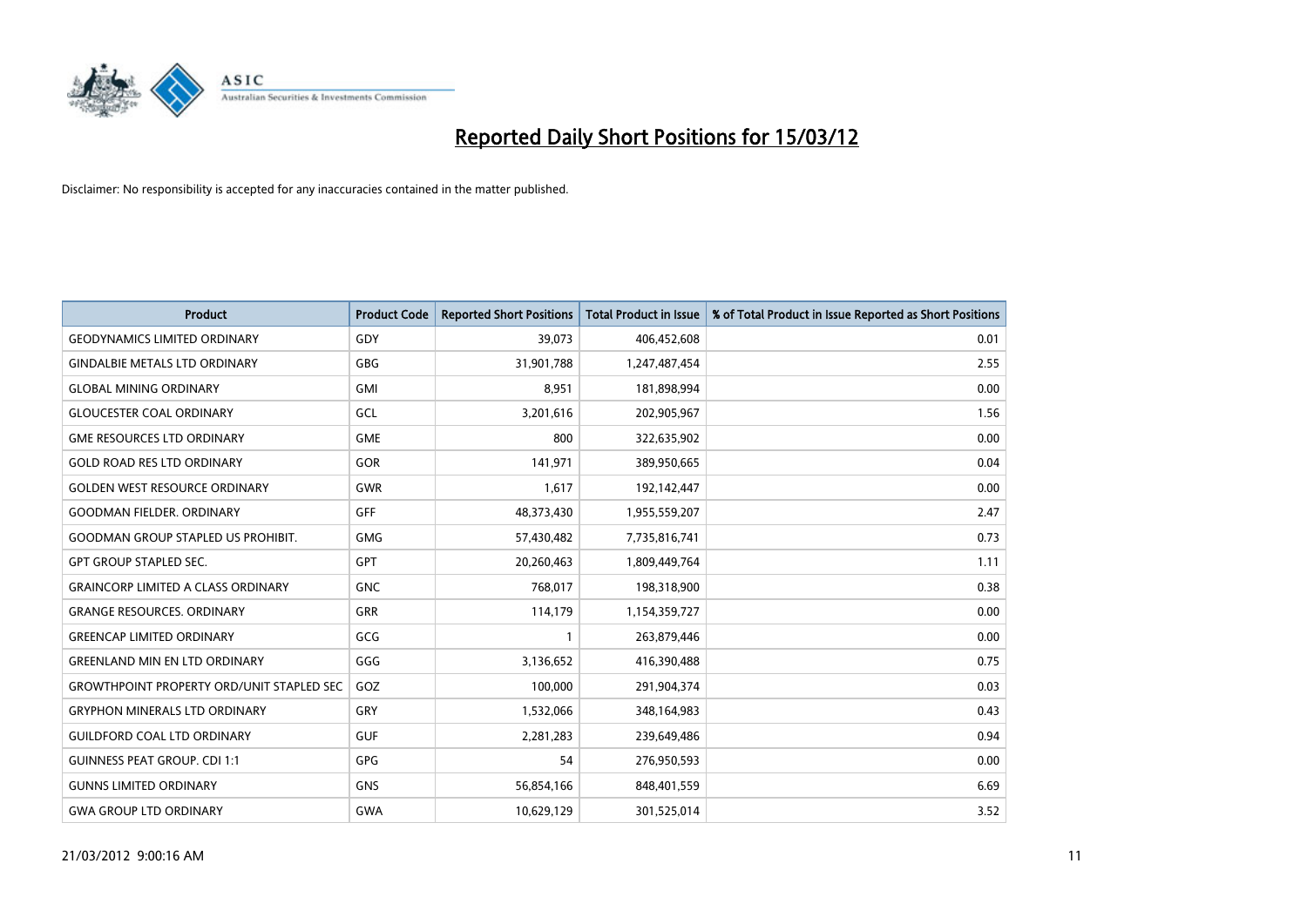# Reported Daily Short Positions for 15/03/12

Disclaimer: No responsibility is accepted for any inaccuracies contained in the matter published.

| Product | Product Code | Reported Short Positions | Total Product in Issue | % of Total Product in Issue Reported as Short Positions |
|---|---|---|---|---|
| GEODYNAMICS LIMITED ORDINARY | GDY | 39,073 | 406,452,608 | 0.01 |
| GINDALBIE METALS LTD ORDINARY | GBG | 31,901,788 | 1,247,487,454 | 2.55 |
| GLOBAL MINING ORDINARY | GMI | 8,951 | 181,898,994 | 0.00 |
| GLOUCESTER COAL ORDINARY | GCL | 3,201,616 | 202,905,967 | 1.56 |
| GME RESOURCES LTD ORDINARY | GME | 800 | 322,635,902 | 0.00 |
| GOLD ROAD RES LTD ORDINARY | GOR | 141,971 | 389,950,665 | 0.04 |
| GOLDEN WEST RESOURCE ORDINARY | GWR | 1,617 | 192,142,447 | 0.00 |
| GOODMAN FIELDER. ORDINARY | GFF | 48,373,430 | 1,955,559,207 | 2.47 |
| GOODMAN GROUP STAPLED US PROHIBIT. | GMG | 57,430,482 | 7,735,816,741 | 0.73 |
| GPT GROUP STAPLED SEC. | GPT | 20,260,463 | 1,809,449,764 | 1.11 |
| GRAINCORP LIMITED A CLASS ORDINARY | GNC | 768,017 | 198,318,900 | 0.38 |
| GRANGE RESOURCES. ORDINARY | GRR | 114,179 | 1,154,359,727 | 0.00 |
| GREENCAP LIMITED ORDINARY | GCG | 1 | 263,879,446 | 0.00 |
| GREENLAND MIN EN LTD ORDINARY | GGG | 3,136,652 | 416,390,488 | 0.75 |
| GROWTHPOINT PROPERTY ORD/UNIT STAPLED SEC | GOZ | 100,000 | 291,904,374 | 0.03 |
| GRYPHON MINERALS LTD ORDINARY | GRY | 1,532,066 | 348,164,983 | 0.43 |
| GUILDFORD COAL LTD ORDINARY | GUF | 2,281,283 | 239,649,486 | 0.94 |
| GUINNESS PEAT GROUP. CDI 1:1 | GPG | 54 | 276,950,593 | 0.00 |
| GUNNS LIMITED ORDINARY | GNS | 56,854,166 | 848,401,559 | 6.69 |
| GWA GROUP LTD ORDINARY | GWA | 10,629,129 | 301,525,014 | 3.52 |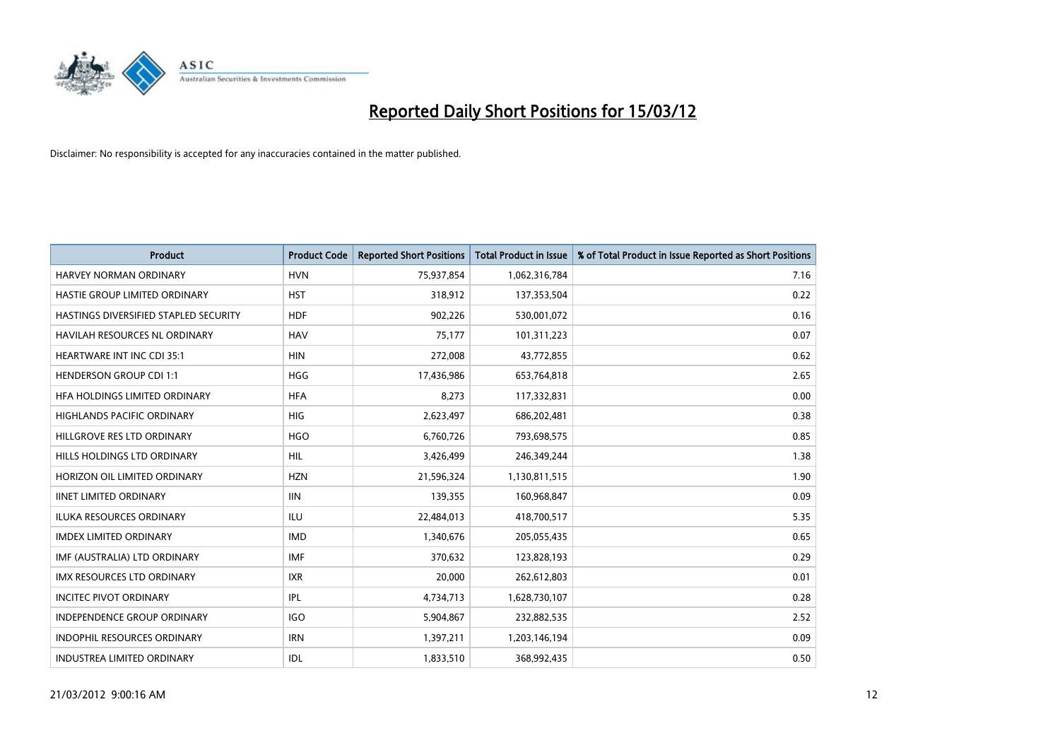# Reported Daily Short Positions for 15/03/12

Disclaimer: No responsibility is accepted for any inaccuracies contained in the matter published.

| Product | Product Code | Reported Short Positions | Total Product in Issue | % of Total Product in Issue Reported as Short Positions |
|---|---|---|---|---|
| HARVEY NORMAN ORDINARY | HVN | 75,937,854 | 1,062,316,784 | 7.16 |
| HASTIE GROUP LIMITED ORDINARY | HST | 318,912 | 137,353,504 | 0.22 |
| HASTINGS DIVERSIFIED STAPLED SECURITY | HDF | 902,226 | 530,001,072 | 0.16 |
| HAVILAH RESOURCES NL ORDINARY | HAV | 75,177 | 101,311,223 | 0.07 |
| HEARTWARE INT INC CDI 35:1 | HIN | 272,008 | 43,772,855 | 0.62 |
| HENDERSON GROUP CDI 1:1 | HGG | 17,436,986 | 653,764,818 | 2.65 |
| HFA HOLDINGS LIMITED ORDINARY | HFA | 8,273 | 117,332,831 | 0.00 |
| HIGHLANDS PACIFIC ORDINARY | HIG | 2,623,497 | 686,202,481 | 0.38 |
| HILLGROVE RES LTD ORDINARY | HGO | 6,760,726 | 793,698,575 | 0.85 |
| HILLS HOLDINGS LTD ORDINARY | HIL | 3,426,499 | 246,349,244 | 1.38 |
| HORIZON OIL LIMITED ORDINARY | HZN | 21,596,324 | 1,130,811,515 | 1.90 |
| IINET LIMITED ORDINARY | IIN | 139,355 | 160,968,847 | 0.09 |
| ILUKA RESOURCES ORDINARY | ILU | 22,484,013 | 418,700,517 | 5.35 |
| IMDEX LIMITED ORDINARY | IMD | 1,340,676 | 205,055,435 | 0.65 |
| IMF (AUSTRALIA) LTD ORDINARY | IMF | 370,632 | 123,828,193 | 0.29 |
| IMX RESOURCES LTD ORDINARY | IXR | 20,000 | 262,612,803 | 0.01 |
| INCITEC PIVOT ORDINARY | IPL | 4,734,713 | 1,628,730,107 | 0.28 |
| INDEPENDENCE GROUP ORDINARY | IGO | 5,904,867 | 232,882,535 | 2.52 |
| INDOPHIL RESOURCES ORDINARY | IRN | 1,397,211 | 1,203,146,194 | 0.09 |
| INDUSTREA LIMITED ORDINARY | IDL | 1,833,510 | 368,992,435 | 0.50 |

21/03/2012 9:00:16 AM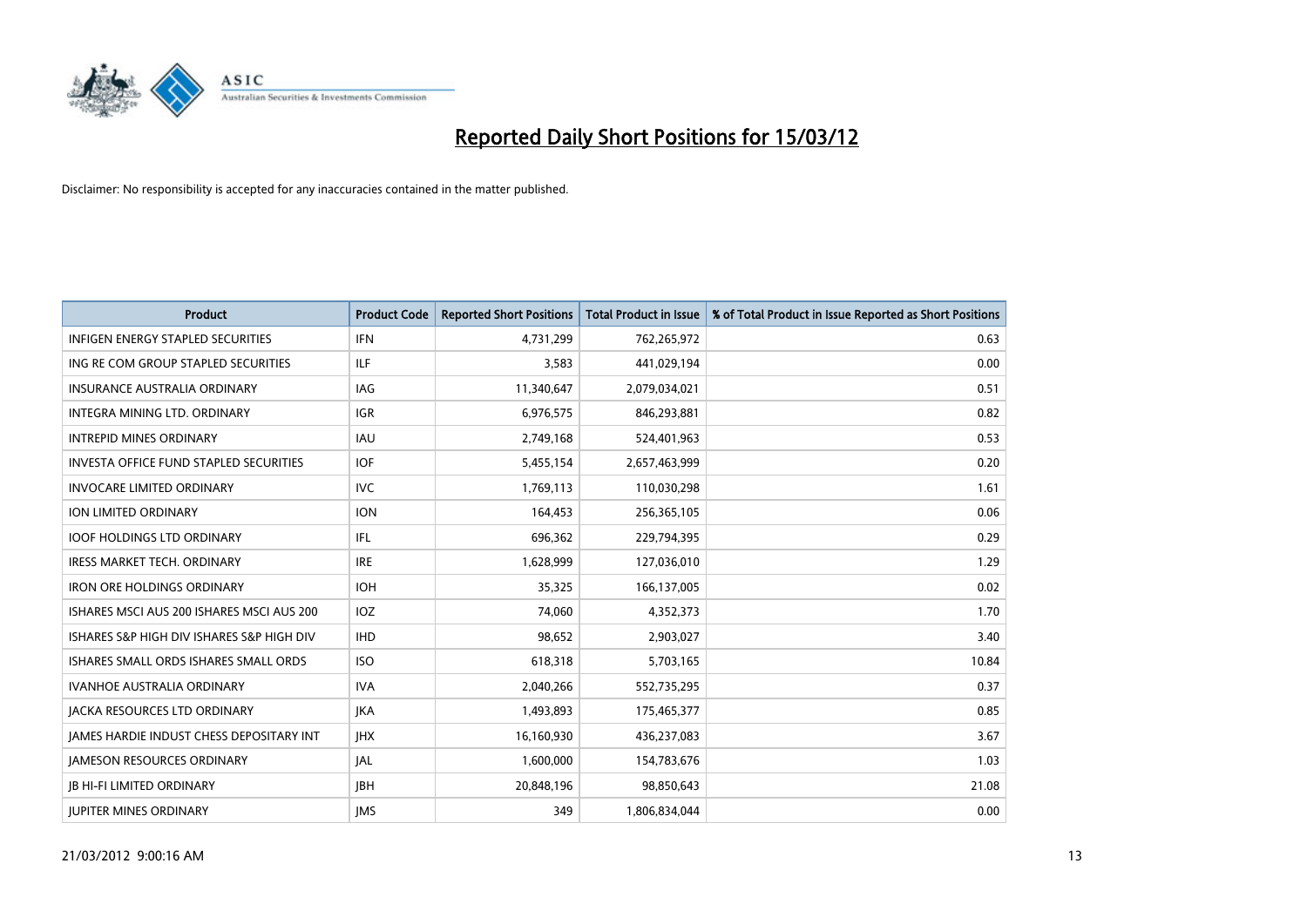# Reported Daily Short Positions for 15/03/12

Disclaimer: No responsibility is accepted for any inaccuracies contained in the matter published.

| Product | Product Code | Reported Short Positions | Total Product in Issue | % of Total Product in Issue Reported as Short Positions |
|---|---|---|---|---|
| INFIGEN ENERGY STAPLED SECURITIES | IFN | 4,731,299 | 762,265,972 | 0.63 |
| ING RE COM GROUP STAPLED SECURITIES | ILF | 3,583 | 441,029,194 | 0.00 |
| INSURANCE AUSTRALIA ORDINARY | IAG | 11,340,647 | 2,079,034,021 | 0.51 |
| INTEGRA MINING LTD. ORDINARY | IGR | 6,976,575 | 846,293,881 | 0.82 |
| INTREPID MINES ORDINARY | IAU | 2,749,168 | 524,401,963 | 0.53 |
| INVESTA OFFICE FUND STAPLED SECURITIES | IOF | 5,455,154 | 2,657,463,999 | 0.20 |
| INVOCARE LIMITED ORDINARY | IVC | 1,769,113 | 110,030,298 | 1.61 |
| ION LIMITED ORDINARY | ION | 164,453 | 256,365,105 | 0.06 |
| IOOF HOLDINGS LTD ORDINARY | IFL | 696,362 | 229,794,395 | 0.29 |
| IRESS MARKET TECH. ORDINARY | IRE | 1,628,999 | 127,036,010 | 1.29 |
| IRON ORE HOLDINGS ORDINARY | IOH | 35,325 | 166,137,005 | 0.02 |
| ISHARES MSCI AUS 200 ISHARES MSCI AUS 200 | IOZ | 74,060 | 4,352,373 | 1.70 |
| ISHARES S&P HIGH DIV ISHARES S&P HIGH DIV | IHD | 98,652 | 2,903,027 | 3.40 |
| ISHARES SMALL ORDS ISHARES SMALL ORDS | ISO | 618,318 | 5,703,165 | 10.84 |
| IVANHOE AUSTRALIA ORDINARY | IVA | 2,040,266 | 552,735,295 | 0.37 |
| JACKA RESOURCES LTD ORDINARY | JKA | 1,493,893 | 175,465,377 | 0.85 |
| JAMES HARDIE INDUST CHESS DEPOSITARY INT | JHX | 16,160,930 | 436,237,083 | 3.67 |
| JAMESON RESOURCES ORDINARY | JAL | 1,600,000 | 154,783,676 | 1.03 |
| JB HI-FI LIMITED ORDINARY | JBH | 20,848,196 | 98,850,643 | 21.08 |
| JUPITER MINES ORDINARY | JMS | 349 | 1,806,834,044 | 0.00 |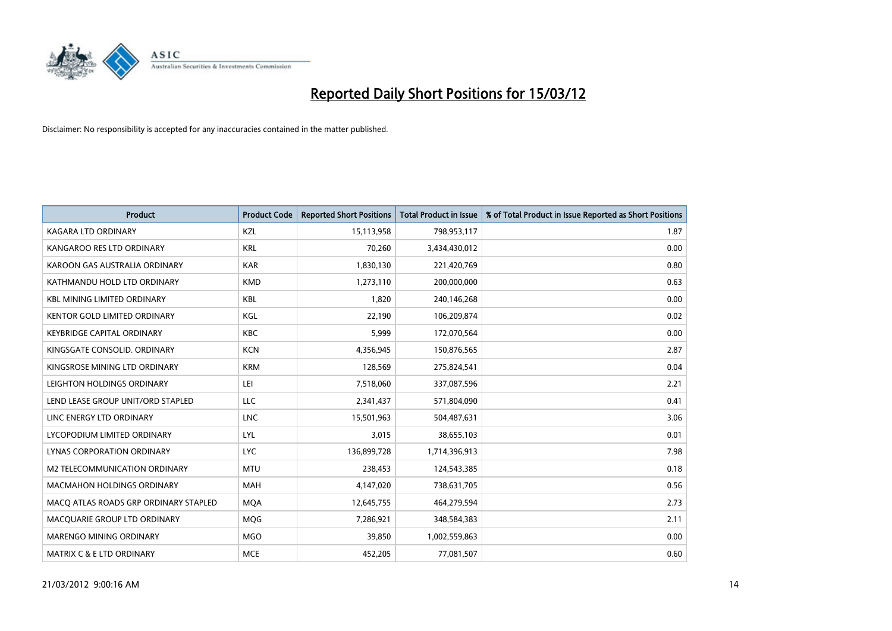# Reported Daily Short Positions for 15/03/12

Disclaimer: No responsibility is accepted for any inaccuracies contained in the matter published.

| Product | Product Code | Reported Short Positions | Total Product in Issue | % of Total Product in Issue Reported as Short Positions |
|---|---|---|---|---|
| KAGARA LTD ORDINARY | KZL | 15,113,958 | 798,953,117 | 1.87 |
| KANGAROO RES LTD ORDINARY | KRL | 70,260 | 3,434,430,012 | 0.00 |
| KAROON GAS AUSTRALIA ORDINARY | KAR | 1,830,130 | 221,420,769 | 0.80 |
| KATHMANDU HOLD LTD ORDINARY | KMD | 1,273,110 | 200,000,000 | 0.63 |
| KBL MINING LIMITED ORDINARY | KBL | 1,820 | 240,146,268 | 0.00 |
| KENTOR GOLD LIMITED ORDINARY | KGL | 22,190 | 106,209,874 | 0.02 |
| KEYBRIDGE CAPITAL ORDINARY | KBC | 5,999 | 172,070,564 | 0.00 |
| KINGSGATE CONSOLID. ORDINARY | KCN | 4,356,945 | 150,876,565 | 2.87 |
| KINGSROSE MINING LTD ORDINARY | KRM | 128,569 | 275,824,541 | 0.04 |
| LEIGHTON HOLDINGS ORDINARY | LEI | 7,518,060 | 337,087,596 | 2.21 |
| LEND LEASE GROUP UNIT/ORD STAPLED | LLC | 2,341,437 | 571,804,090 | 0.41 |
| LINC ENERGY LTD ORDINARY | LNC | 15,501,963 | 504,487,631 | 3.06 |
| LYCOPODIUM LIMITED ORDINARY | LYL | 3,015 | 38,655,103 | 0.01 |
| LYNAS CORPORATION ORDINARY | LYC | 136,899,728 | 1,714,396,913 | 7.98 |
| M2 TELECOMMUNICATION ORDINARY | MTU | 238,453 | 124,543,385 | 0.18 |
| MACMAHON HOLDINGS ORDINARY | MAH | 4,147,020 | 738,631,705 | 0.56 |
| MACQ ATLAS ROADS GRP ORDINARY STAPLED | MQA | 12,645,755 | 464,279,594 | 2.73 |
| MACQUARIE GROUP LTD ORDINARY | MQG | 7,286,921 | 348,584,383 | 2.11 |
| MARENGO MINING ORDINARY | MGO | 39,850 | 1,002,559,863 | 0.00 |
| MATRIX C & E LTD ORDINARY | MCE | 452,205 | 77,081,507 | 0.60 |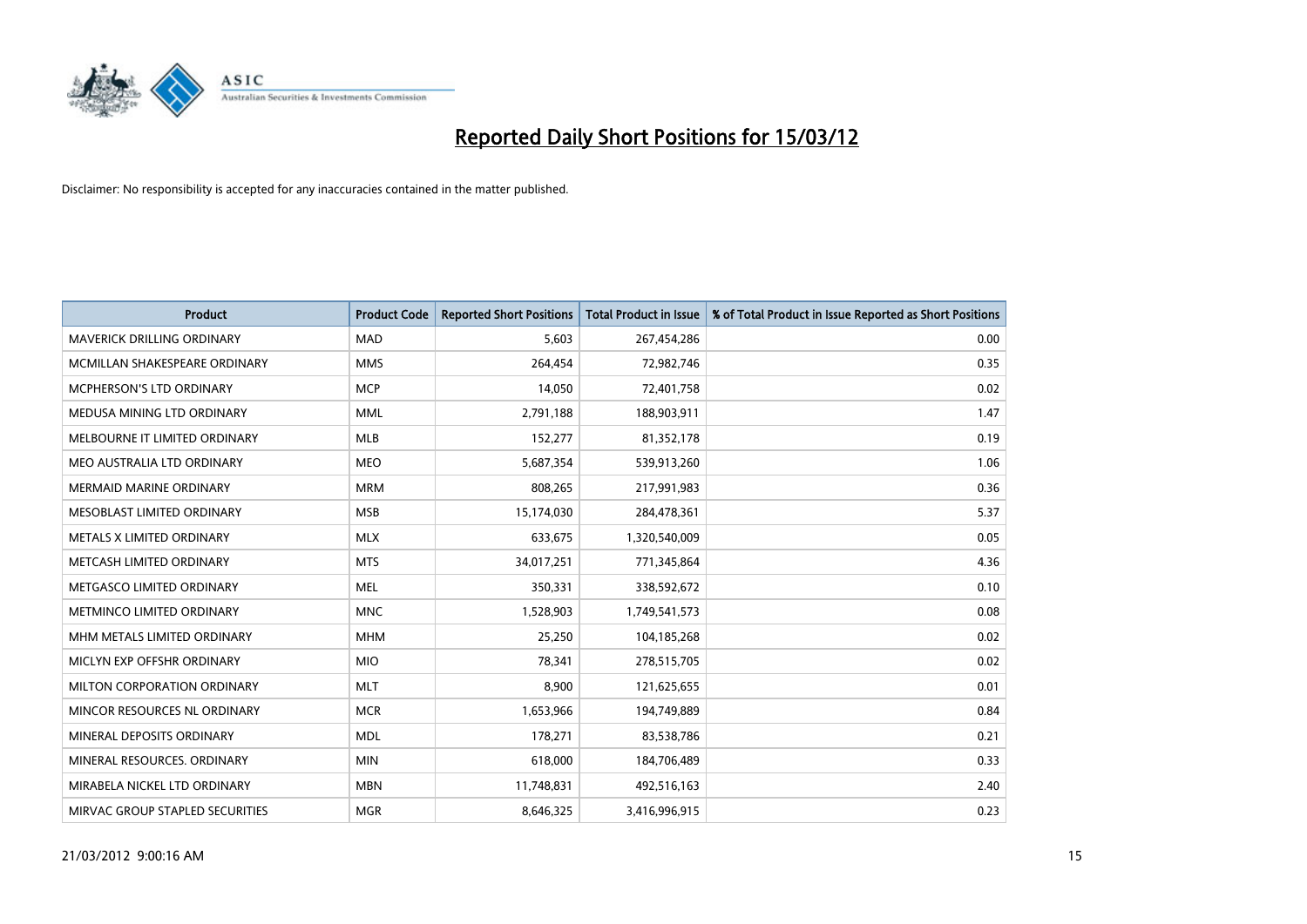# Reported Daily Short Positions for 15/03/12

Disclaimer: No responsibility is accepted for any inaccuracies contained in the matter published.

| Product | Product Code | Reported Short Positions | Total Product in Issue | % of Total Product in Issue Reported as Short Positions |
|---|---|---|---|---|
| MAVERICK DRILLING ORDINARY | MAD | 5,603 | 267,454,286 | 0.00 |
| MCMILLAN SHAKESPEARE ORDINARY | MMS | 264,454 | 72,982,746 | 0.35 |
| MCPHERSON'S LTD ORDINARY | MCP | 14,050 | 72,401,758 | 0.02 |
| MEDUSA MINING LTD ORDINARY | MML | 2,791,188 | 188,903,911 | 1.47 |
| MELBOURNE IT LIMITED ORDINARY | MLB | 152,277 | 81,352,178 | 0.19 |
| MEO AUSTRALIA LTD ORDINARY | MEO | 5,687,354 | 539,913,260 | 1.06 |
| MERMAID MARINE ORDINARY | MRM | 808,265 | 217,991,983 | 0.36 |
| MESOBLAST LIMITED ORDINARY | MSB | 15,174,030 | 284,478,361 | 5.37 |
| METALS X LIMITED ORDINARY | MLX | 633,675 | 1,320,540,009 | 0.05 |
| METCASH LIMITED ORDINARY | MTS | 34,017,251 | 771,345,864 | 4.36 |
| METGASCO LIMITED ORDINARY | MEL | 350,331 | 338,592,672 | 0.10 |
| METMINCO LIMITED ORDINARY | MNC | 1,528,903 | 1,749,541,573 | 0.08 |
| MHM METALS LIMITED ORDINARY | MHM | 25,250 | 104,185,268 | 0.02 |
| MICLYN EXP OFFSHR ORDINARY | MIO | 78,341 | 278,515,705 | 0.02 |
| MILTON CORPORATION ORDINARY | MLT | 8,900 | 121,625,655 | 0.01 |
| MINCOR RESOURCES NL ORDINARY | MCR | 1,653,966 | 194,749,889 | 0.84 |
| MINERAL DEPOSITS ORDINARY | MDL | 178,271 | 83,538,786 | 0.21 |
| MINERAL RESOURCES. ORDINARY | MIN | 618,000 | 184,706,489 | 0.33 |
| MIRABELA NICKEL LTD ORDINARY | MBN | 11,748,831 | 492,516,163 | 2.40 |
| MIRVAC GROUP STAPLED SECURITIES | MGR | 8,646,325 | 3,416,996,915 | 0.23 |

21/03/2012 9:00:16 AM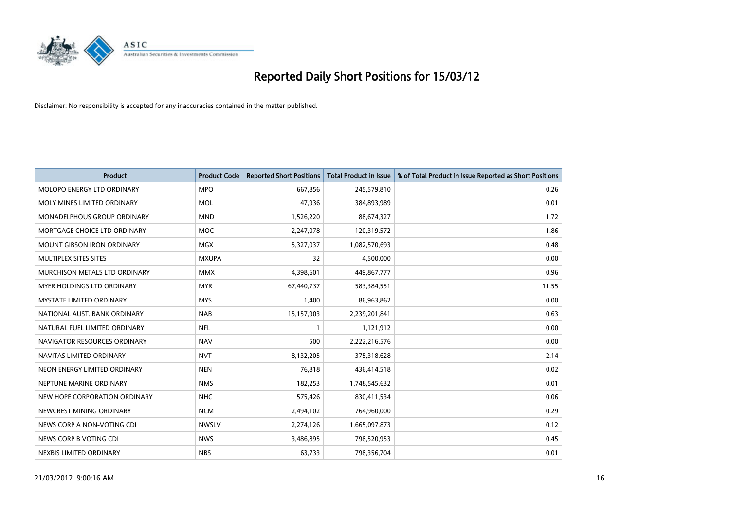# Reported Daily Short Positions for 15/03/12

Disclaimer: No responsibility is accepted for any inaccuracies contained in the matter published.

| Product | Product Code | Reported Short Positions | Total Product in Issue | % of Total Product in Issue Reported as Short Positions |
|---|---|---|---|---|
| MOLOPO ENERGY LTD ORDINARY | MPO | 667,856 | 245,579,810 | 0.26 |
| MOLY MINES LIMITED ORDINARY | MOL | 47,936 | 384,893,989 | 0.01 |
| MONADELPHOUS GROUP ORDINARY | MND | 1,526,220 | 88,674,327 | 1.72 |
| MORTGAGE CHOICE LTD ORDINARY | MOC | 2,247,078 | 120,319,572 | 1.86 |
| MOUNT GIBSON IRON ORDINARY | MGX | 5,327,037 | 1,082,570,693 | 0.48 |
| MULTIPLEX SITES SITES | MXUPA | 32 | 4,500,000 | 0.00 |
| MURCHISON METALS LTD ORDINARY | MMX | 4,398,601 | 449,867,777 | 0.96 |
| MYER HOLDINGS LTD ORDINARY | MYR | 67,440,737 | 583,384,551 | 11.55 |
| MYSTATE LIMITED ORDINARY | MYS | 1,400 | 86,963,862 | 0.00 |
| NATIONAL AUST. BANK ORDINARY | NAB | 15,157,903 | 2,239,201,841 | 0.63 |
| NATURAL FUEL LIMITED ORDINARY | NFL | 1 | 1,121,912 | 0.00 |
| NAVIGATOR RESOURCES ORDINARY | NAV | 500 | 2,222,216,576 | 0.00 |
| NAVITAS LIMITED ORDINARY | NVT | 8,132,205 | 375,318,628 | 2.14 |
| NEON ENERGY LIMITED ORDINARY | NEN | 76,818 | 436,414,518 | 0.02 |
| NEPTUNE MARINE ORDINARY | NMS | 182,253 | 1,748,545,632 | 0.01 |
| NEW HOPE CORPORATION ORDINARY | NHC | 575,426 | 830,411,534 | 0.06 |
| NEWCREST MINING ORDINARY | NCM | 2,494,102 | 764,960,000 | 0.29 |
| NEWS CORP A NON-VOTING CDI | NWSLV | 2,274,126 | 1,665,097,873 | 0.12 |
| NEWS CORP B VOTING CDI | NWS | 3,486,895 | 798,520,953 | 0.45 |
| NEXBIS LIMITED ORDINARY | NBS | 63,733 | 798,356,704 | 0.01 |

21/03/2012 9:00:16 AM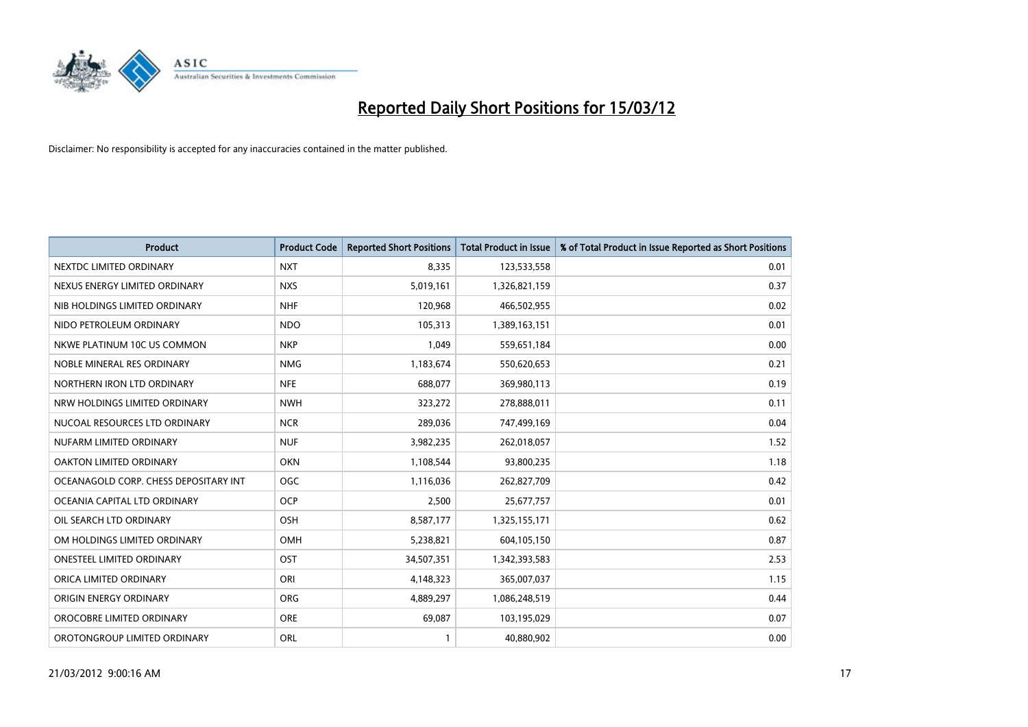# Reported Daily Short Positions for 15/03/12

Disclaimer: No responsibility is accepted for any inaccuracies contained in the matter published.

| Product | Product Code | Reported Short Positions | Total Product in Issue | % of Total Product in Issue Reported as Short Positions |
|---|---|---|---|---|
| NEXTDC LIMITED ORDINARY | NXT | 8,335 | 123,533,558 | 0.01 |
| NEXUS ENERGY LIMITED ORDINARY | NXS | 5,019,161 | 1,326,821,159 | 0.37 |
| NIB HOLDINGS LIMITED ORDINARY | NHF | 120,968 | 466,502,955 | 0.02 |
| NIDO PETROLEUM ORDINARY | NDO | 105,313 | 1,389,163,151 | 0.01 |
| NKWE PLATINUM 10C US COMMON | NKP | 1,049 | 559,651,184 | 0.00 |
| NOBLE MINERAL RES ORDINARY | NMG | 1,183,674 | 550,620,653 | 0.21 |
| NORTHERN IRON LTD ORDINARY | NFE | 688,077 | 369,980,113 | 0.19 |
| NRW HOLDINGS LIMITED ORDINARY | NWH | 323,272 | 278,888,011 | 0.11 |
| NUCOAL RESOURCES LTD ORDINARY | NCR | 289,036 | 747,499,169 | 0.04 |
| NUFARM LIMITED ORDINARY | NUF | 3,982,235 | 262,018,057 | 1.52 |
| OAKTON LIMITED ORDINARY | OKN | 1,108,544 | 93,800,235 | 1.18 |
| OCEANAGOLD CORP. CHESS DEPOSITARY INT | OGC | 1,116,036 | 262,827,709 | 0.42 |
| OCEANIA CAPITAL LTD ORDINARY | OCP | 2,500 | 25,677,757 | 0.01 |
| OIL SEARCH LTD ORDINARY | OSH | 8,587,177 | 1,325,155,171 | 0.62 |
| OM HOLDINGS LIMITED ORDINARY | OMH | 5,238,821 | 604,105,150 | 0.87 |
| ONESTEEL LIMITED ORDINARY | OST | 34,507,351 | 1,342,393,583 | 2.53 |
| ORICA LIMITED ORDINARY | ORI | 4,148,323 | 365,007,037 | 1.15 |
| ORIGIN ENERGY ORDINARY | ORG | 4,889,297 | 1,086,248,519 | 0.44 |
| OROCOBRE LIMITED ORDINARY | ORE | 69,087 | 103,195,029 | 0.07 |
| OROTONGROUP LIMITED ORDINARY | ORL | 1 | 40,880,902 | 0.00 |

21/03/2012 9:00:16 AM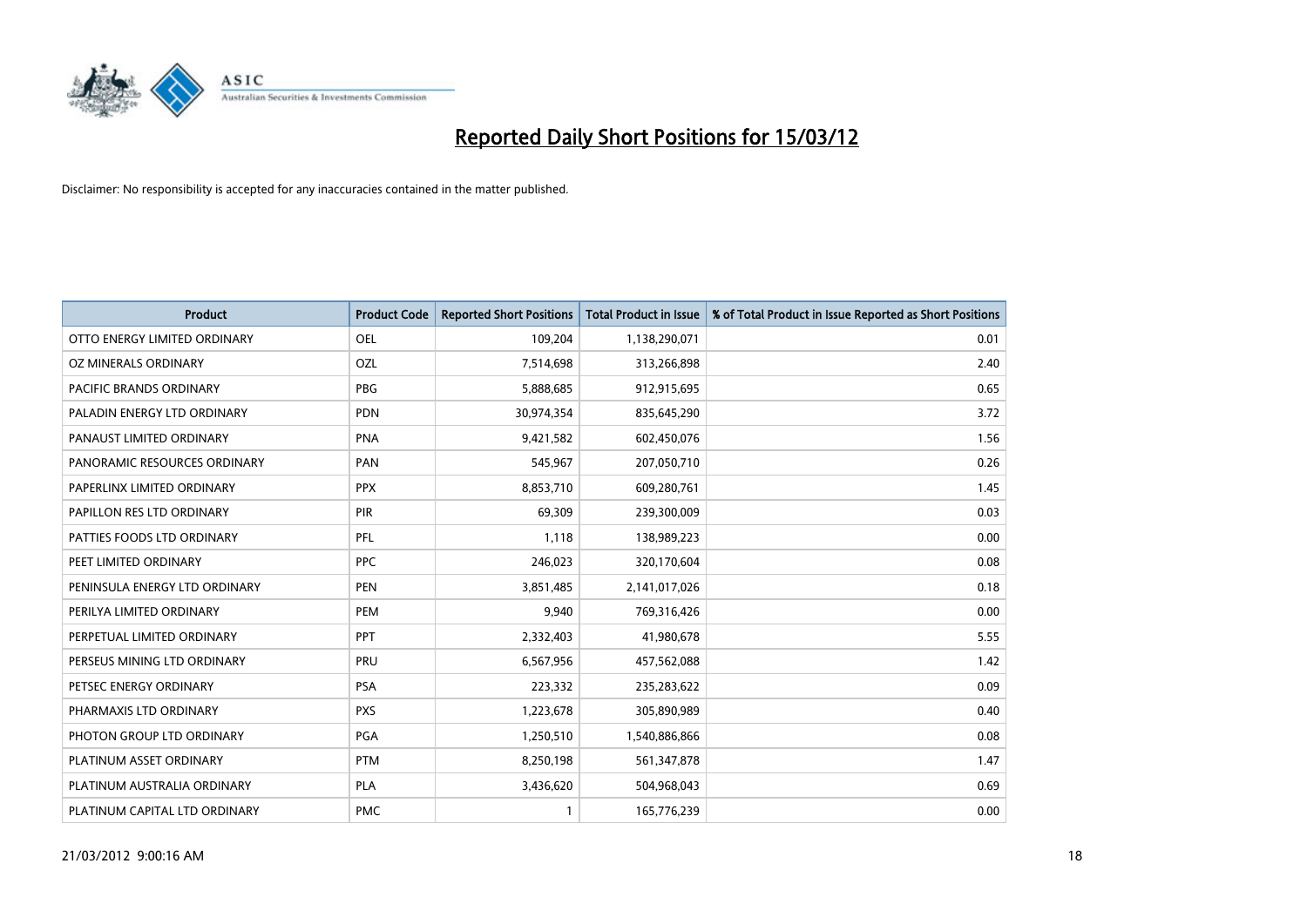# Reported Daily Short Positions for 15/03/12

Disclaimer: No responsibility is accepted for any inaccuracies contained in the matter published.

| Product | Product Code | Reported Short Positions | Total Product in Issue | % of Total Product in Issue Reported as Short Positions |
|---|---|---|---|---|
| OTTO ENERGY LIMITED ORDINARY | OEL | 109,204 | 1,138,290,071 | 0.01 |
| OZ MINERALS ORDINARY | OZL | 7,514,698 | 313,266,898 | 2.40 |
| PACIFIC BRANDS ORDINARY | PBG | 5,888,685 | 912,915,695 | 0.65 |
| PALADIN ENERGY LTD ORDINARY | PDN | 30,974,354 | 835,645,290 | 3.72 |
| PANAUST LIMITED ORDINARY | PNA | 9,421,582 | 602,450,076 | 1.56 |
| PANORAMIC RESOURCES ORDINARY | PAN | 545,967 | 207,050,710 | 0.26 |
| PAPERLINX LIMITED ORDINARY | PPX | 8,853,710 | 609,280,761 | 1.45 |
| PAPILLON RES LTD ORDINARY | PIR | 69,309 | 239,300,009 | 0.03 |
| PATTIES FOODS LTD ORDINARY | PFL | 1,118 | 138,989,223 | 0.00 |
| PEET LIMITED ORDINARY | PPC | 246,023 | 320,170,604 | 0.08 |
| PENINSULA ENERGY LTD ORDINARY | PEN | 3,851,485 | 2,141,017,026 | 0.18 |
| PERILYA LIMITED ORDINARY | PEM | 9,940 | 769,316,426 | 0.00 |
| PERPETUAL LIMITED ORDINARY | PPT | 2,332,403 | 41,980,678 | 5.55 |
| PERSEUS MINING LTD ORDINARY | PRU | 6,567,956 | 457,562,088 | 1.42 |
| PETSEC ENERGY ORDINARY | PSA | 223,332 | 235,283,622 | 0.09 |
| PHARMAXIS LTD ORDINARY | PXS | 1,223,678 | 305,890,989 | 0.40 |
| PHOTON GROUP LTD ORDINARY | PGA | 1,250,510 | 1,540,886,866 | 0.08 |
| PLATINUM ASSET ORDINARY | PTM | 8,250,198 | 561,347,878 | 1.47 |
| PLATINUM AUSTRALIA ORDINARY | PLA | 3,436,620 | 504,968,043 | 0.69 |
| PLATINUM CAPITAL LTD ORDINARY | PMC | 1 | 165,776,239 | 0.00 |

21/03/2012 9:00:16 AM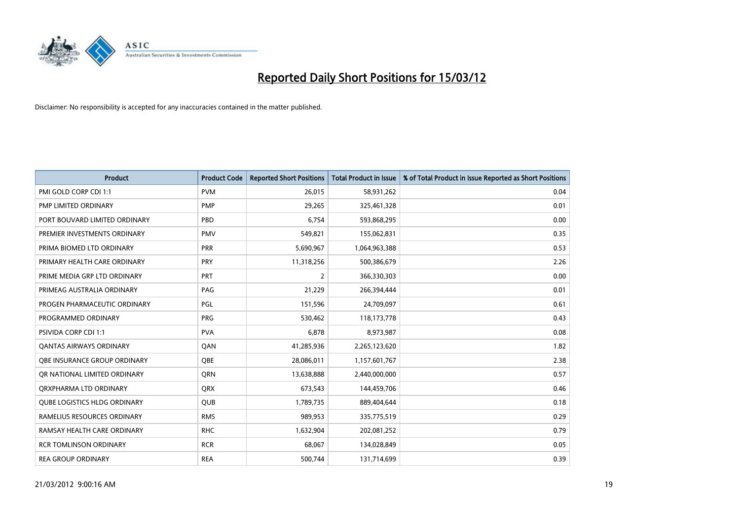# Reported Daily Short Positions for 15/03/12

Disclaimer: No responsibility is accepted for any inaccuracies contained in the matter published.

| Product | Product Code | Reported Short Positions | Total Product in Issue | % of Total Product in Issue Reported as Short Positions |
|---|---|---|---|---|
| PMI GOLD CORP CDI 1:1 | PVM | 26,015 | 58,931,262 | 0.04 |
| PMP LIMITED ORDINARY | PMP | 29,265 | 325,461,328 | 0.01 |
| PORT BOUVARD LIMITED ORDINARY | PBD | 6,754 | 593,868,295 | 0.00 |
| PREMIER INVESTMENTS ORDINARY | PMV | 549,821 | 155,062,831 | 0.35 |
| PRIMA BIOMED LTD ORDINARY | PRR | 5,690,967 | 1,064,963,388 | 0.53 |
| PRIMARY HEALTH CARE ORDINARY | PRY | 11,318,256 | 500,386,679 | 2.26 |
| PRIME MEDIA GRP LTD ORDINARY | PRT | 2 | 366,330,303 | 0.00 |
| PRIMEAG AUSTRALIA ORDINARY | PAG | 21,229 | 266,394,444 | 0.01 |
| PROGEN PHARMACEUTIC ORDINARY | PGL | 151,596 | 24,709,097 | 0.61 |
| PROGRAMMED ORDINARY | PRG | 530,462 | 118,173,778 | 0.43 |
| PSIVIDA CORP CDI 1:1 | PVA | 6,878 | 8,973,987 | 0.08 |
| QANTAS AIRWAYS ORDINARY | QAN | 41,285,936 | 2,265,123,620 | 1.82 |
| QBE INSURANCE GROUP ORDINARY | QBE | 28,086,011 | 1,157,601,767 | 2.38 |
| QR NATIONAL LIMITED ORDINARY | QRN | 13,638,888 | 2,440,000,000 | 0.57 |
| QRXPHARMA LTD ORDINARY | QRX | 673,543 | 144,459,706 | 0.46 |
| QUBE LOGISTICS HLDG ORDINARY | QUB | 1,789,735 | 889,404,644 | 0.18 |
| RAMELIUS RESOURCES ORDINARY | RMS | 989,953 | 335,775,519 | 0.29 |
| RAMSAY HEALTH CARE ORDINARY | RHC | 1,632,904 | 202,081,252 | 0.79 |
| RCR TOMLINSON ORDINARY | RCR | 68,067 | 134,028,849 | 0.05 |
| REA GROUP ORDINARY | REA | 500,744 | 131,714,699 | 0.39 |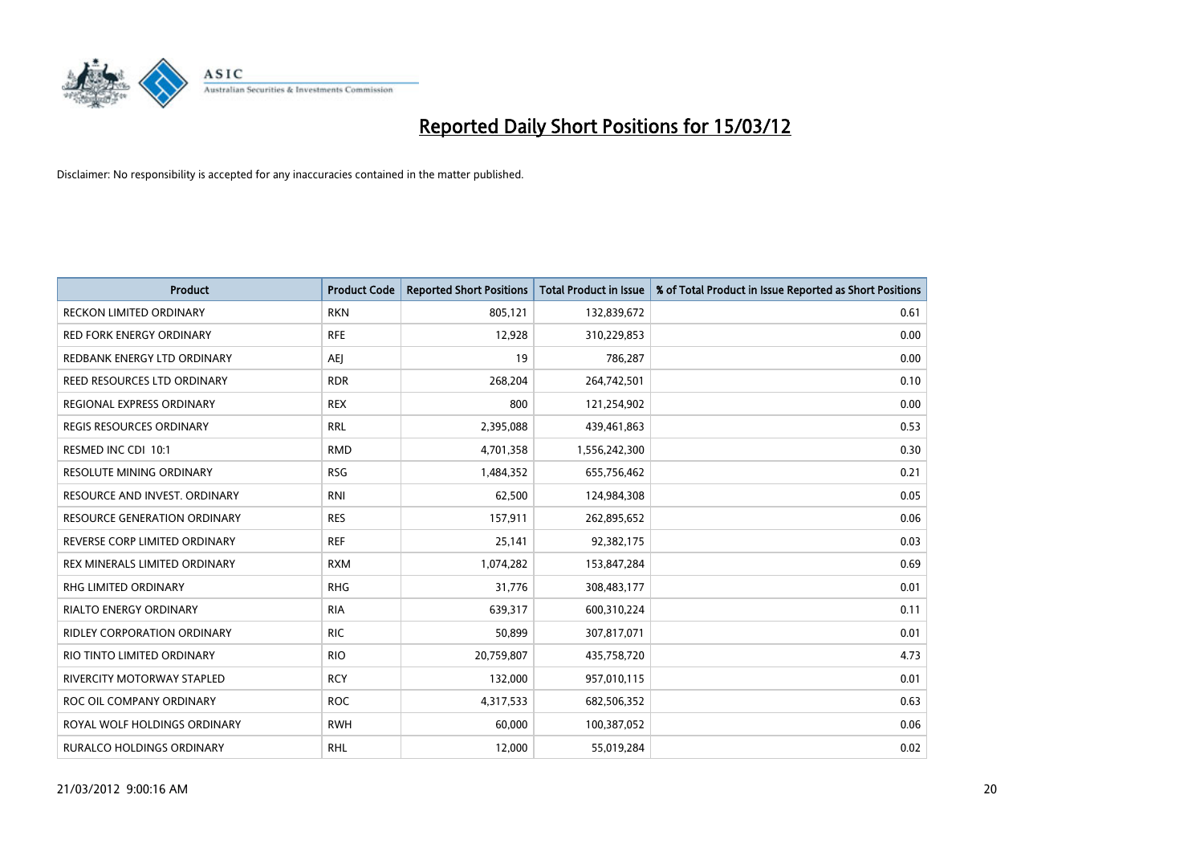# Reported Daily Short Positions for 15/03/12

Disclaimer: No responsibility is accepted for any inaccuracies contained in the matter published.

| Product | Product Code | Reported Short Positions | Total Product in Issue | % of Total Product in Issue Reported as Short Positions |
|---|---|---|---|---|
| RECKON LIMITED ORDINARY | RKN | 805,121 | 132,839,672 | 0.61 |
| RED FORK ENERGY ORDINARY | RFE | 12,928 | 310,229,853 | 0.00 |
| REDBANK ENERGY LTD ORDINARY | AEJ | 19 | 786,287 | 0.00 |
| REED RESOURCES LTD ORDINARY | RDR | 268,204 | 264,742,501 | 0.10 |
| REGIONAL EXPRESS ORDINARY | REX | 800 | 121,254,902 | 0.00 |
| REGIS RESOURCES ORDINARY | RRL | 2,395,088 | 439,461,863 | 0.53 |
| RESMED INC CDI 10:1 | RMD | 4,701,358 | 1,556,242,300 | 0.30 |
| RESOLUTE MINING ORDINARY | RSG | 1,484,352 | 655,756,462 | 0.21 |
| RESOURCE AND INVEST. ORDINARY | RNI | 62,500 | 124,984,308 | 0.05 |
| RESOURCE GENERATION ORDINARY | RES | 157,911 | 262,895,652 | 0.06 |
| REVERSE CORP LIMITED ORDINARY | REF | 25,141 | 92,382,175 | 0.03 |
| REX MINERALS LIMITED ORDINARY | RXM | 1,074,282 | 153,847,284 | 0.69 |
| RHG LIMITED ORDINARY | RHG | 31,776 | 308,483,177 | 0.01 |
| RIALTO ENERGY ORDINARY | RIA | 639,317 | 600,310,224 | 0.11 |
| RIDLEY CORPORATION ORDINARY | RIC | 50,899 | 307,817,071 | 0.01 |
| RIO TINTO LIMITED ORDINARY | RIO | 20,759,807 | 435,758,720 | 4.73 |
| RIVERCITY MOTORWAY STAPLED | RCY | 132,000 | 957,010,115 | 0.01 |
| ROC OIL COMPANY ORDINARY | ROC | 4,317,533 | 682,506,352 | 0.63 |
| ROYAL WOLF HOLDINGS ORDINARY | RWH | 60,000 | 100,387,052 | 0.06 |
| RURALCO HOLDINGS ORDINARY | RHL | 12,000 | 55,019,284 | 0.02 |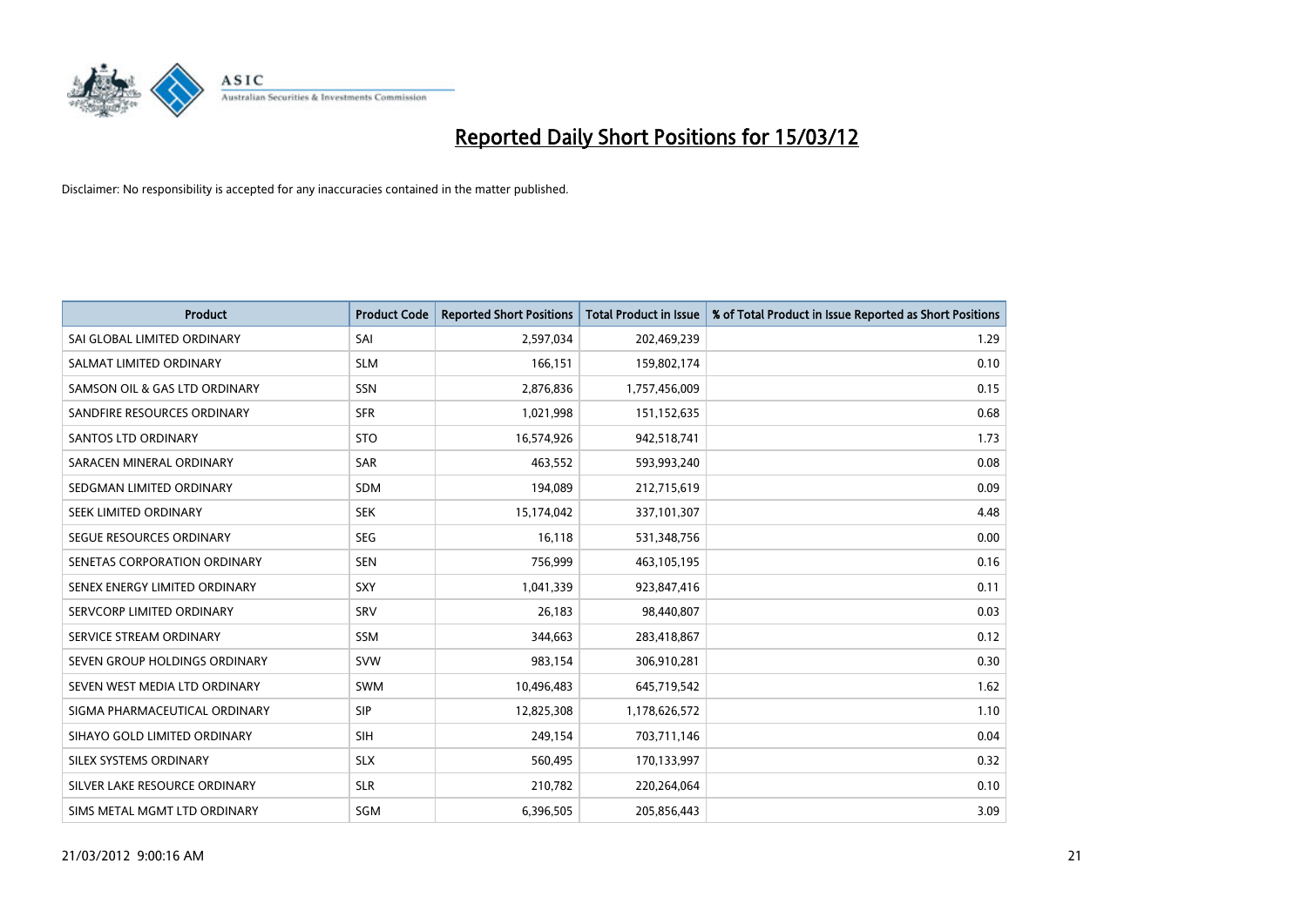# Reported Daily Short Positions for 15/03/12

Disclaimer: No responsibility is accepted for any inaccuracies contained in the matter published.

| Product | Product Code | Reported Short Positions | Total Product in Issue | % of Total Product in Issue Reported as Short Positions |
|---|---|---|---|---|
| SAI GLOBAL LIMITED ORDINARY | SAI | 2,597,034 | 202,469,239 | 1.29 |
| SALMAT LIMITED ORDINARY | SLM | 166,151 | 159,802,174 | 0.10 |
| SAMSON OIL & GAS LTD ORDINARY | SSN | 2,876,836 | 1,757,456,009 | 0.15 |
| SANDFIRE RESOURCES ORDINARY | SFR | 1,021,998 | 151,152,635 | 0.68 |
| SANTOS LTD ORDINARY | STO | 16,574,926 | 942,518,741 | 1.73 |
| SARACEN MINERAL ORDINARY | SAR | 463,552 | 593,993,240 | 0.08 |
| SEDGMAN LIMITED ORDINARY | SDM | 194,089 | 212,715,619 | 0.09 |
| SEEK LIMITED ORDINARY | SEK | 15,174,042 | 337,101,307 | 4.48 |
| SEGUE RESOURCES ORDINARY | SEG | 16,118 | 531,348,756 | 0.00 |
| SENETAS CORPORATION ORDINARY | SEN | 756,999 | 463,105,195 | 0.16 |
| SENEX ENERGY LIMITED ORDINARY | SXY | 1,041,339 | 923,847,416 | 0.11 |
| SERVCORP LIMITED ORDINARY | SRV | 26,183 | 98,440,807 | 0.03 |
| SERVICE STREAM ORDINARY | SSM | 344,663 | 283,418,867 | 0.12 |
| SEVEN GROUP HOLDINGS ORDINARY | SVW | 983,154 | 306,910,281 | 0.30 |
| SEVEN WEST MEDIA LTD ORDINARY | SWM | 10,496,483 | 645,719,542 | 1.62 |
| SIGMA PHARMACEUTICAL ORDINARY | SIP | 12,825,308 | 1,178,626,572 | 1.10 |
| SIHAYO GOLD LIMITED ORDINARY | SIH | 249,154 | 703,711,146 | 0.04 |
| SILEX SYSTEMS ORDINARY | SLX | 560,495 | 170,133,997 | 0.32 |
| SILVER LAKE RESOURCE ORDINARY | SLR | 210,782 | 220,264,064 | 0.10 |
| SIMS METAL MGMT LTD ORDINARY | SGM | 6,396,505 | 205,856,443 | 3.09 |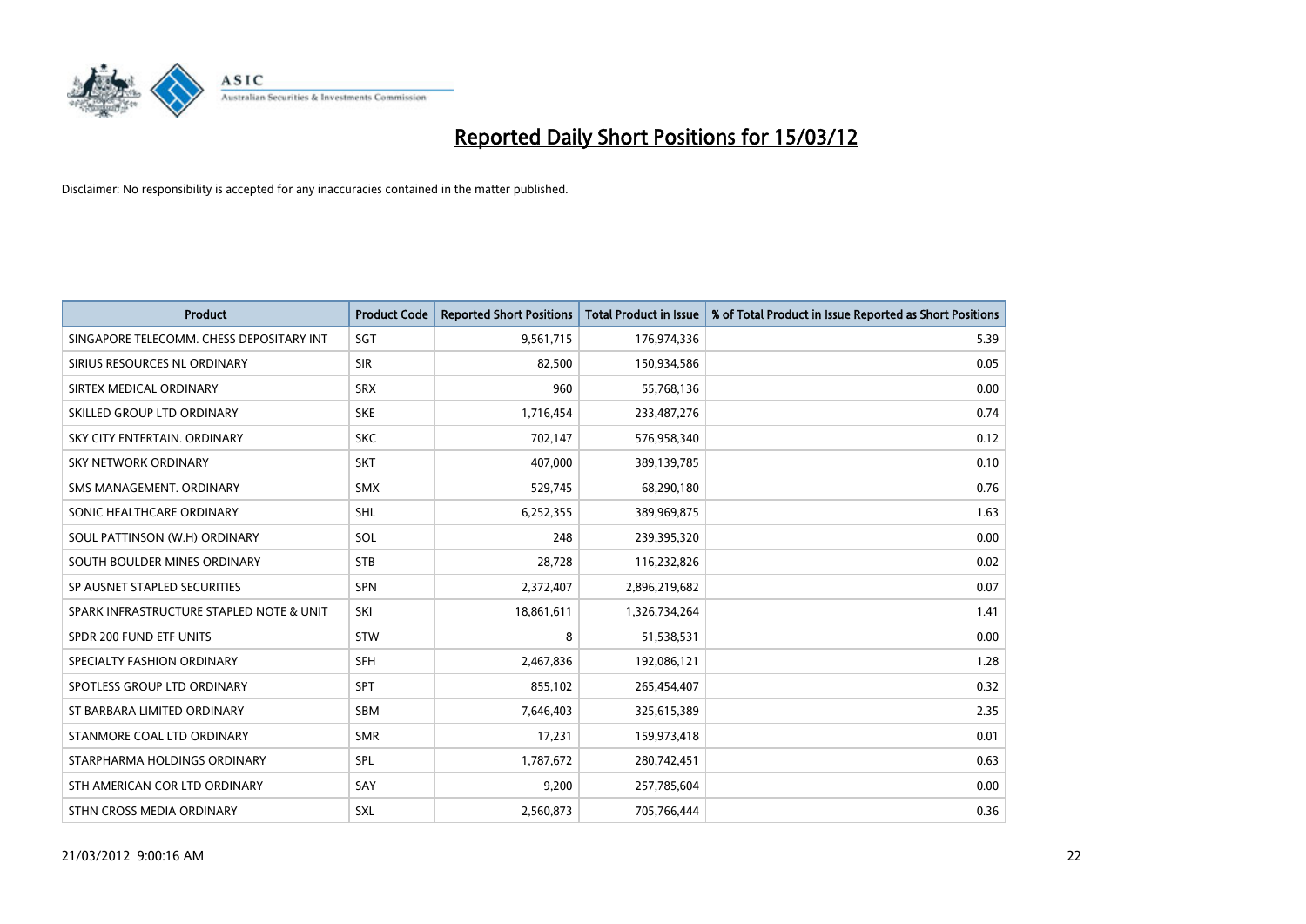# Reported Daily Short Positions for 15/03/12

Disclaimer: No responsibility is accepted for any inaccuracies contained in the matter published.

| Product | Product Code | Reported Short Positions | Total Product in Issue | % of Total Product in Issue Reported as Short Positions |
|---|---|---|---|---|
| SINGAPORE TELECOMM. CHESS DEPOSITARY INT | SGT | 9,561,715 | 176,974,336 | 5.39 |
| SIRIUS RESOURCES NL ORDINARY | SIR | 82,500 | 150,934,586 | 0.05 |
| SIRTEX MEDICAL ORDINARY | SRX | 960 | 55,768,136 | 0.00 |
| SKILLED GROUP LTD ORDINARY | SKE | 1,716,454 | 233,487,276 | 0.74 |
| SKY CITY ENTERTAIN. ORDINARY | SKC | 702,147 | 576,958,340 | 0.12 |
| SKY NETWORK ORDINARY | SKT | 407,000 | 389,139,785 | 0.10 |
| SMS MANAGEMENT. ORDINARY | SMX | 529,745 | 68,290,180 | 0.76 |
| SONIC HEALTHCARE ORDINARY | SHL | 6,252,355 | 389,969,875 | 1.63 |
| SOUL PATTINSON (W.H) ORDINARY | SOL | 248 | 239,395,320 | 0.00 |
| SOUTH BOULDER MINES ORDINARY | STB | 28,728 | 116,232,826 | 0.02 |
| SP AUSNET STAPLED SECURITIES | SPN | 2,372,407 | 2,896,219,682 | 0.07 |
| SPARK INFRASTRUCTURE STAPLED NOTE & UNIT | SKI | 18,861,611 | 1,326,734,264 | 1.41 |
| SPDR 200 FUND ETF UNITS | STW | 8 | 51,538,531 | 0.00 |
| SPECIALTY FASHION ORDINARY | SFH | 2,467,836 | 192,086,121 | 1.28 |
| SPOTLESS GROUP LTD ORDINARY | SPT | 855,102 | 265,454,407 | 0.32 |
| ST BARBARA LIMITED ORDINARY | SBM | 7,646,403 | 325,615,389 | 2.35 |
| STANMORE COAL LTD ORDINARY | SMR | 17,231 | 159,973,418 | 0.01 |
| STARPHARMA HOLDINGS ORDINARY | SPL | 1,787,672 | 280,742,451 | 0.63 |
| STH AMERICAN COR LTD ORDINARY | SAY | 9,200 | 257,785,604 | 0.00 |
| STHN CROSS MEDIA ORDINARY | SXL | 2,560,873 | 705,766,444 | 0.36 |

21/03/2012 9:00:16 AM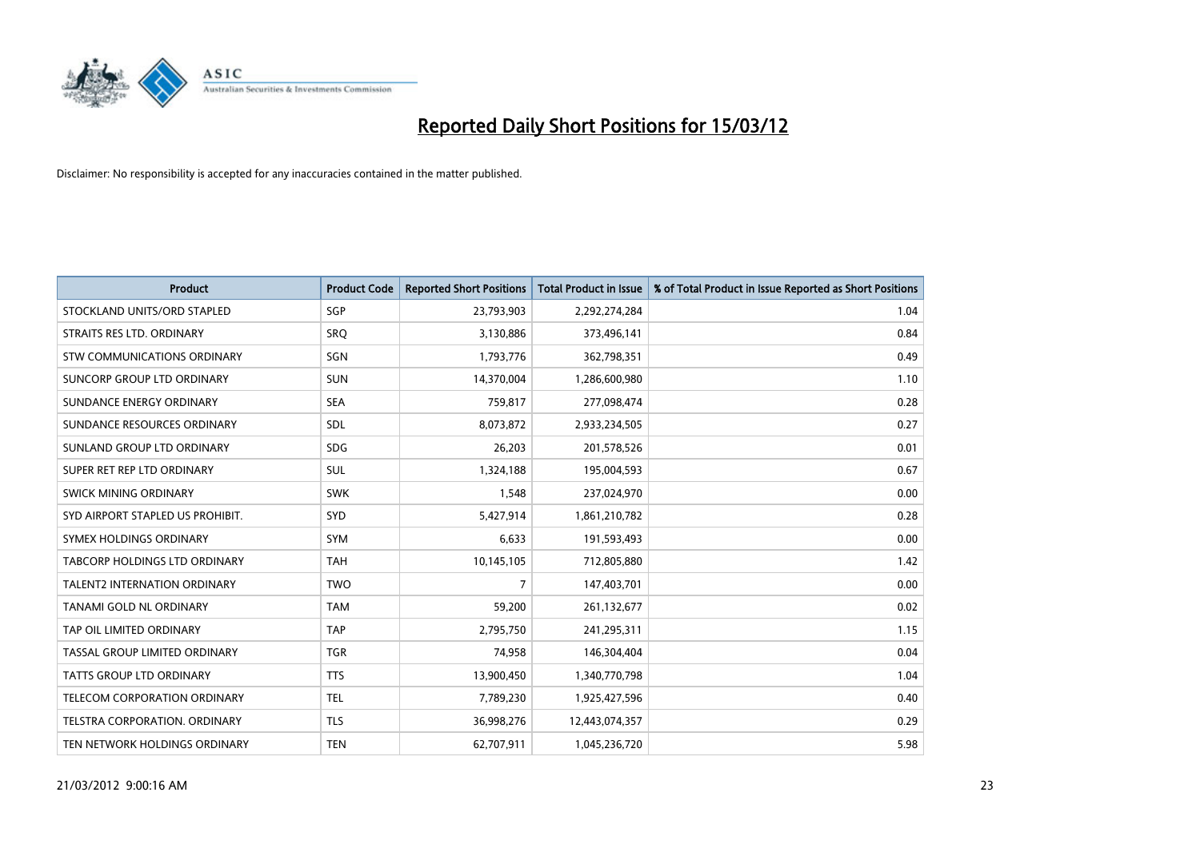# Reported Daily Short Positions for 15/03/12

Disclaimer: No responsibility is accepted for any inaccuracies contained in the matter published.

| Product | Product Code | Reported Short Positions | Total Product in Issue | % of Total Product in Issue Reported as Short Positions |
|---|---|---|---|---|
| STOCKLAND UNITS/ORD STAPLED | SGP | 23,793,903 | 2,292,274,284 | 1.04 |
| STRAITS RES LTD. ORDINARY | SRQ | 3,130,886 | 373,496,141 | 0.84 |
| STW COMMUNICATIONS ORDINARY | SGN | 1,793,776 | 362,798,351 | 0.49 |
| SUNCORP GROUP LTD ORDINARY | SUN | 14,370,004 | 1,286,600,980 | 1.10 |
| SUNDANCE ENERGY ORDINARY | SEA | 759,817 | 277,098,474 | 0.28 |
| SUNDANCE RESOURCES ORDINARY | SDL | 8,073,872 | 2,933,234,505 | 0.27 |
| SUNLAND GROUP LTD ORDINARY | SDG | 26,203 | 201,578,526 | 0.01 |
| SUPER RET REP LTD ORDINARY | SUL | 1,324,188 | 195,004,593 | 0.67 |
| SWICK MINING ORDINARY | SWK | 1,548 | 237,024,970 | 0.00 |
| SYD AIRPORT STAPLED US PROHIBIT. | SYD | 5,427,914 | 1,861,210,782 | 0.28 |
| SYMEX HOLDINGS ORDINARY | SYM | 6,633 | 191,593,493 | 0.00 |
| TABCORP HOLDINGS LTD ORDINARY | TAH | 10,145,105 | 712,805,880 | 1.42 |
| TALENT2 INTERNATION ORDINARY | TWO | 7 | 147,403,701 | 0.00 |
| TANAMI GOLD NL ORDINARY | TAM | 59,200 | 261,132,677 | 0.02 |
| TAP OIL LIMITED ORDINARY | TAP | 2,795,750 | 241,295,311 | 1.15 |
| TASSAL GROUP LIMITED ORDINARY | TGR | 74,958 | 146,304,404 | 0.04 |
| TATTS GROUP LTD ORDINARY | TTS | 13,900,450 | 1,340,770,798 | 1.04 |
| TELECOM CORPORATION ORDINARY | TEL | 7,789,230 | 1,925,427,596 | 0.40 |
| TELSTRA CORPORATION. ORDINARY | TLS | 36,998,276 | 12,443,074,357 | 0.29 |
| TEN NETWORK HOLDINGS ORDINARY | TEN | 62,707,911 | 1,045,236,720 | 5.98 |

21/03/2012 9:00:16 AM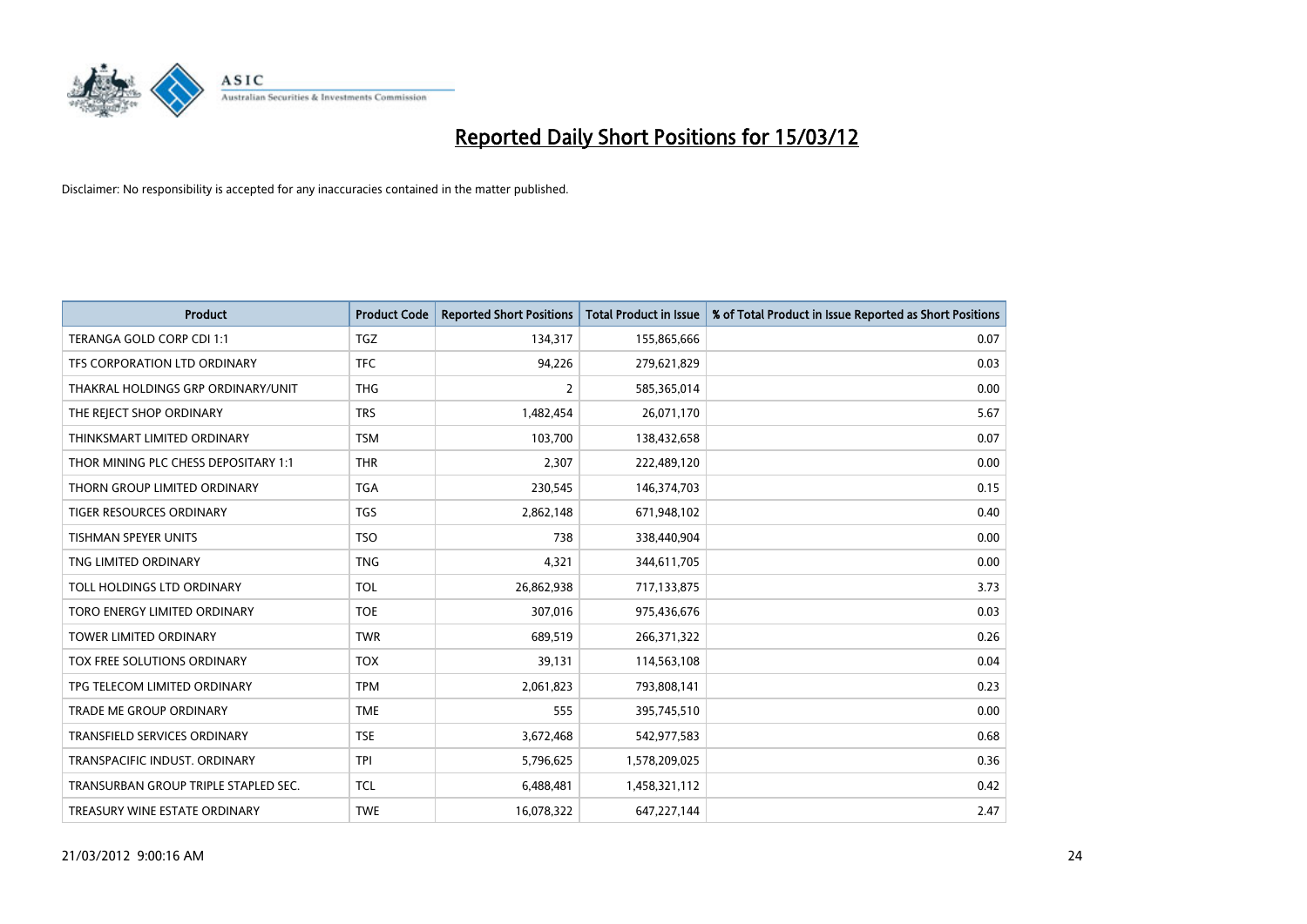# Reported Daily Short Positions for 15/03/12

Disclaimer: No responsibility is accepted for any inaccuracies contained in the matter published.

| Product | Product Code | Reported Short Positions | Total Product in Issue | % of Total Product in Issue Reported as Short Positions |
|---|---|---|---|---|
| TERANGA GOLD CORP CDI 1:1 | TGZ | 134,317 | 155,865,666 | 0.07 |
| TFS CORPORATION LTD ORDINARY | TFC | 94,226 | 279,621,829 | 0.03 |
| THAKRAL HOLDINGS GRP ORDINARY/UNIT | THG | 2 | 585,365,014 | 0.00 |
| THE REJECT SHOP ORDINARY | TRS | 1,482,454 | 26,071,170 | 5.67 |
| THINKSMART LIMITED ORDINARY | TSM | 103,700 | 138,432,658 | 0.07 |
| THOR MINING PLC CHESS DEPOSITARY 1:1 | THR | 2,307 | 222,489,120 | 0.00 |
| THORN GROUP LIMITED ORDINARY | TGA | 230,545 | 146,374,703 | 0.15 |
| TIGER RESOURCES ORDINARY | TGS | 2,862,148 | 671,948,102 | 0.40 |
| TISHMAN SPEYER UNITS | TSO | 738 | 338,440,904 | 0.00 |
| TNG LIMITED ORDINARY | TNG | 4,321 | 344,611,705 | 0.00 |
| TOLL HOLDINGS LTD ORDINARY | TOL | 26,862,938 | 717,133,875 | 3.73 |
| TORO ENERGY LIMITED ORDINARY | TOE | 307,016 | 975,436,676 | 0.03 |
| TOWER LIMITED ORDINARY | TWR | 689,519 | 266,371,322 | 0.26 |
| TOX FREE SOLUTIONS ORDINARY | TOX | 39,131 | 114,563,108 | 0.04 |
| TPG TELECOM LIMITED ORDINARY | TPM | 2,061,823 | 793,808,141 | 0.23 |
| TRADE ME GROUP ORDINARY | TME | 555 | 395,745,510 | 0.00 |
| TRANSFIELD SERVICES ORDINARY | TSE | 3,672,468 | 542,977,583 | 0.68 |
| TRANSPACIFIC INDUST. ORDINARY | TPI | 5,796,625 | 1,578,209,025 | 0.36 |
| TRANSURBAN GROUP TRIPLE STAPLED SEC. | TCL | 6,488,481 | 1,458,321,112 | 0.42 |
| TREASURY WINE ESTATE ORDINARY | TWE | 16,078,322 | 647,227,144 | 2.47 |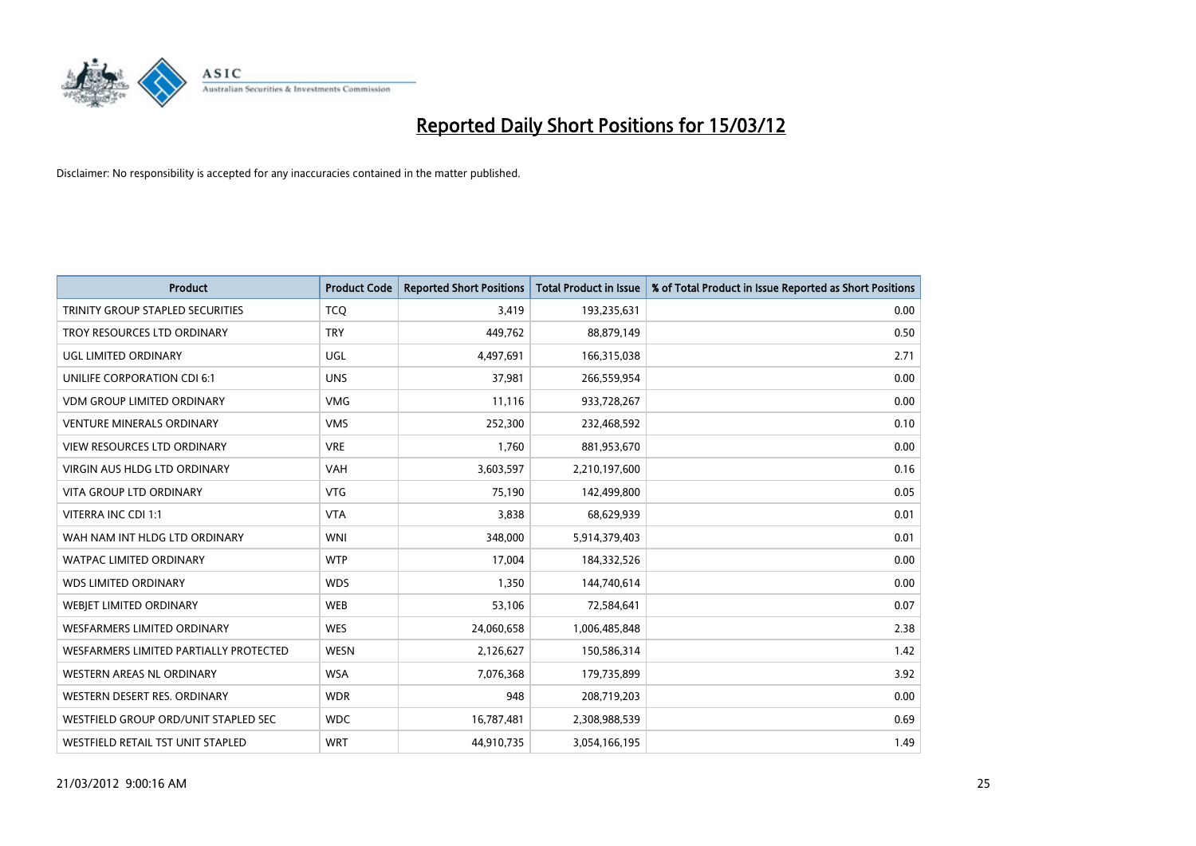# Reported Daily Short Positions for 15/03/12

Disclaimer: No responsibility is accepted for any inaccuracies contained in the matter published.

| Product | Product Code | Reported Short Positions | Total Product in Issue | % of Total Product in Issue Reported as Short Positions |
| --- | --- | --- | --- | --- |
| TRINITY GROUP STAPLED SECURITIES | TCQ | 3,419 | 193,235,631 | 0.00 |
| TROY RESOURCES LTD ORDINARY | TRY | 449,762 | 88,879,149 | 0.50 |
| UGL LIMITED ORDINARY | UGL | 4,497,691 | 166,315,038 | 2.71 |
| UNILIFE CORPORATION CDI 6:1 | UNS | 37,981 | 266,559,954 | 0.00 |
| VDM GROUP LIMITED ORDINARY | VMG | 11,116 | 933,728,267 | 0.00 |
| VENTURE MINERALS ORDINARY | VMS | 252,300 | 232,468,592 | 0.10 |
| VIEW RESOURCES LTD ORDINARY | VRE | 1,760 | 881,953,670 | 0.00 |
| VIRGIN AUS HLDG LTD ORDINARY | VAH | 3,603,597 | 2,210,197,600 | 0.16 |
| VITA GROUP LTD ORDINARY | VTG | 75,190 | 142,499,800 | 0.05 |
| VITERRA INC CDI 1:1 | VTA | 3,838 | 68,629,939 | 0.01 |
| WAH NAM INT HLDG LTD ORDINARY | WNI | 348,000 | 5,914,379,403 | 0.01 |
| WATPAC LIMITED ORDINARY | WTP | 17,004 | 184,332,526 | 0.00 |
| WDS LIMITED ORDINARY | WDS | 1,350 | 144,740,614 | 0.00 |
| WEBJET LIMITED ORDINARY | WEB | 53,106 | 72,584,641 | 0.07 |
| WESFARMERS LIMITED ORDINARY | WES | 24,060,658 | 1,006,485,848 | 2.38 |
| WESFARMERS LIMITED PARTIALLY PROTECTED | WESN | 2,126,627 | 150,586,314 | 1.42 |
| WESTERN AREAS NL ORDINARY | WSA | 7,076,368 | 179,735,899 | 3.92 |
| WESTERN DESERT RES. ORDINARY | WDR | 948 | 208,719,203 | 0.00 |
| WESTFIELD GROUP ORD/UNIT STAPLED SEC | WDC | 16,787,481 | 2,308,988,539 | 0.69 |
| WESTFIELD RETAIL TST UNIT STAPLED | WRT | 44,910,735 | 3,054,166,195 | 1.49 |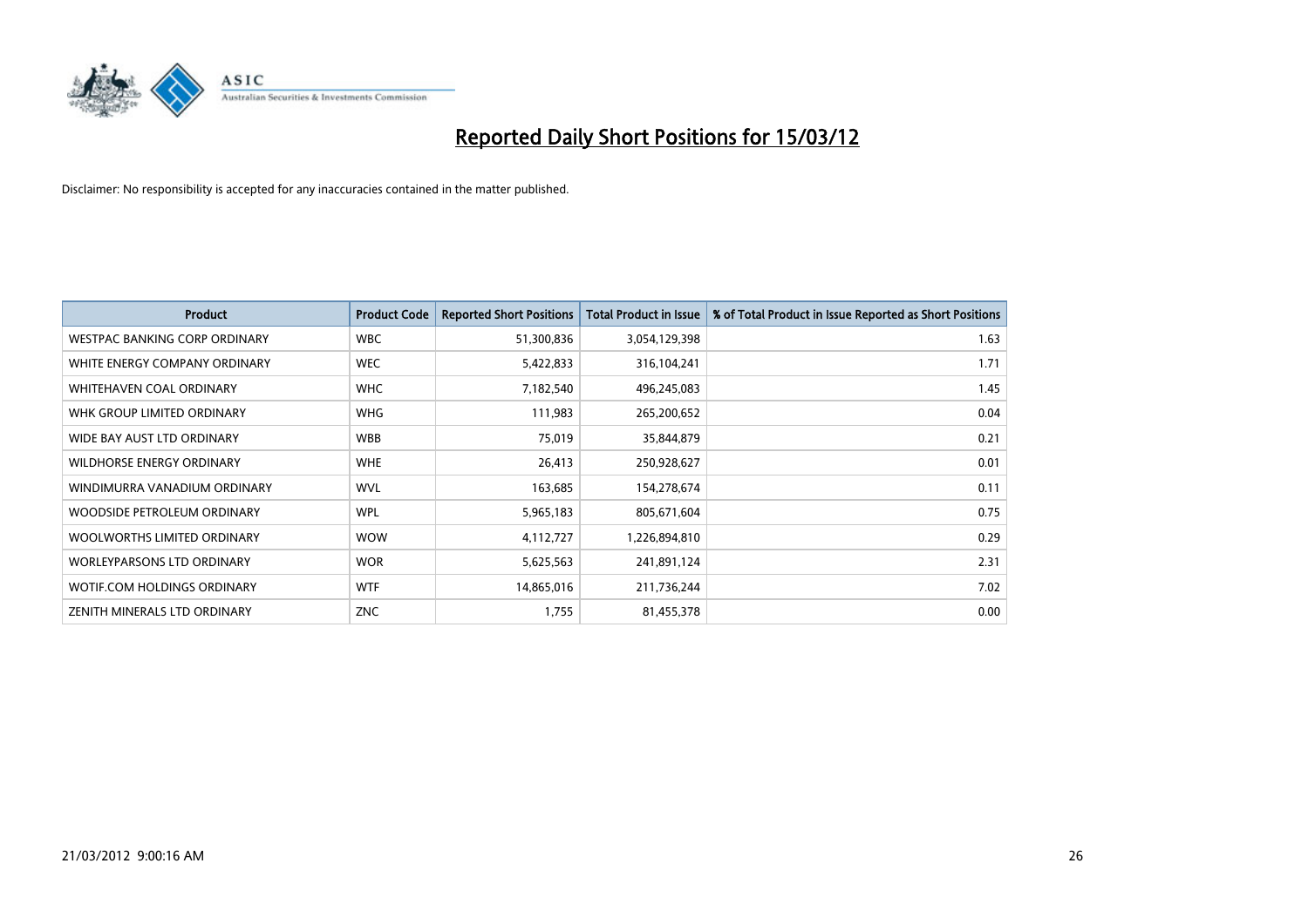# Reported Daily Short Positions for 15/03/12

Disclaimer: No responsibility is accepted for any inaccuracies contained in the matter published.

| Product | Product Code | Reported Short Positions | Total Product in Issue | % of Total Product in Issue Reported as Short Positions |
|---|---|---|---|---|
| WESTPAC BANKING CORP ORDINARY | WBC | 51,300,836 | 3,054,129,398 | 1.63 |
| WHITE ENERGY COMPANY ORDINARY | WEC | 5,422,833 | 316,104,241 | 1.71 |
| WHITEHAVEN COAL ORDINARY | WHC | 7,182,540 | 496,245,083 | 1.45 |
| WHK GROUP LIMITED ORDINARY | WHG | 111,983 | 265,200,652 | 0.04 |
| WIDE BAY AUST LTD ORDINARY | WBB | 75,019 | 35,844,879 | 0.21 |
| WILDHORSE ENERGY ORDINARY | WHE | 26,413 | 250,928,627 | 0.01 |
| WINDIMURRA VANADIUM ORDINARY | WVL | 163,685 | 154,278,674 | 0.11 |
| WOODSIDE PETROLEUM ORDINARY | WPL | 5,965,183 | 805,671,604 | 0.75 |
| WOOLWORTHS LIMITED ORDINARY | WOW | 4,112,727 | 1,226,894,810 | 0.29 |
| WORLEYPARSONS LTD ORDINARY | WOR | 5,625,563 | 241,891,124 | 2.31 |
| WOTIF.COM HOLDINGS ORDINARY | WTF | 14,865,016 | 211,736,244 | 7.02 |
| ZENITH MINERALS LTD ORDINARY | ZNC | 1,755 | 81,455,378 | 0.00 |

21/03/2012 9:00:16 AM